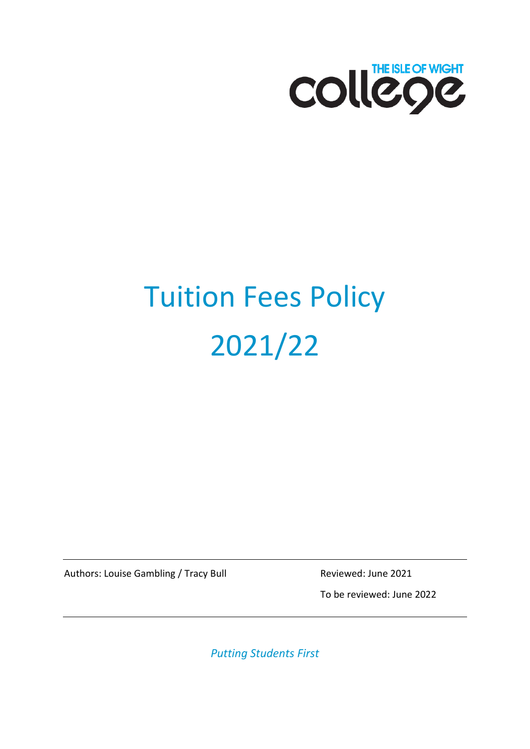THE ISLE OF WIGHT college

# Tuition Fees Policy 2021/22

| Authors: Louise Gambling / Tracy Bull | Reviewed: June 2021 |
| --- | --- |
| | To be reviewed: June 2022 |

*Putting Students First*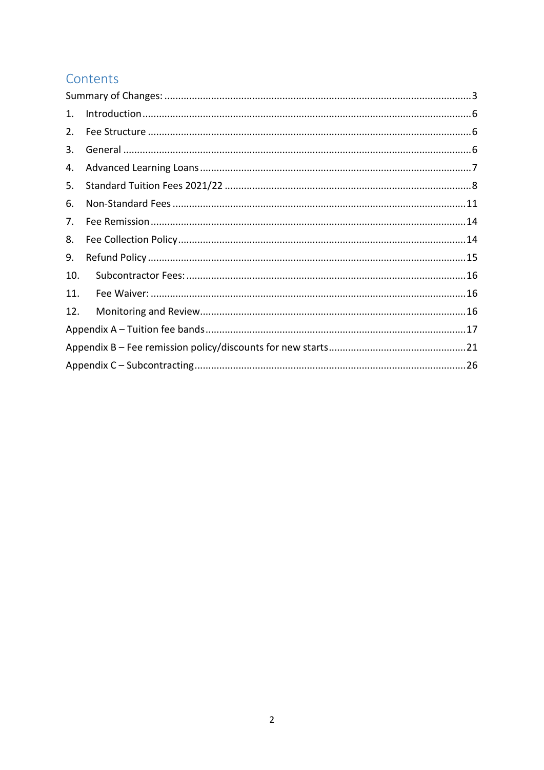## Contents

Summary of Changes: 3

1. Introduction 6
2. Fee Structure 6
3. General 6
4. Advanced Learning Loans 7
5. Standard Tuition Fees 2021/22 8
6. Non-Standard Fees 11
7. Fee Remission 14
8. Fee Collection Policy 14
9. Refund Policy 15
10. Subcontractor Fees: 16
11. Fee Waiver: 16
12. Monitoring and Review 16

Appendix A – Tuition fee bands 17

Appendix B – Fee remission policy/discounts for new starts 21

Appendix C – Subcontracting 26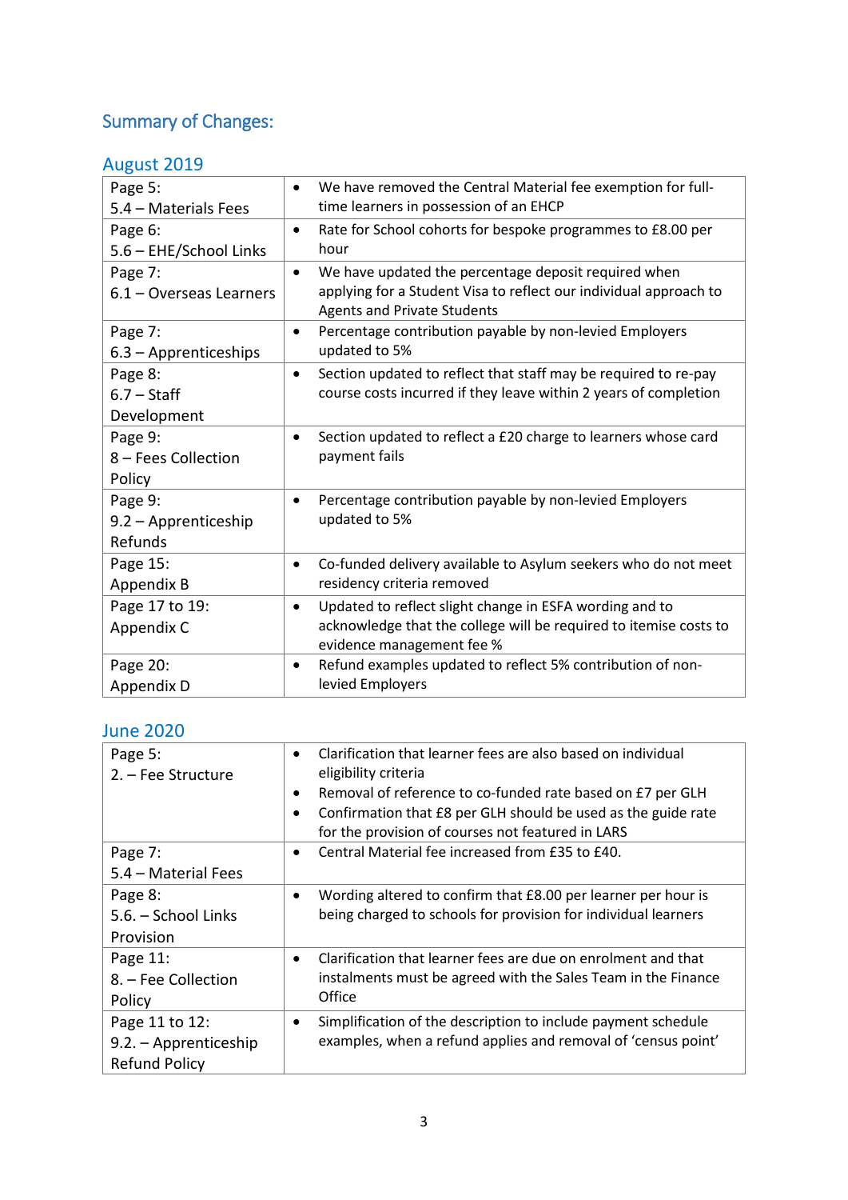## Summary of Changes:

### August 2019

| | |
|---|---|
| Page 5:<br>5.4 – Materials Fees | • We have removed the Central Material fee exemption for full-time learners in possession of an EHCP |
| Page 6:<br>5.6 – EHE/School Links | • Rate for School cohorts for bespoke programmes to £8.00 per hour |
| Page 7:<br>6.1 – Overseas Learners | • We have updated the percentage deposit required when applying for a Student Visa to reflect our individual approach to Agents and Private Students |
| Page 7:<br>6.3 – Apprenticeships | • Percentage contribution payable by non-levied Employers updated to 5% |
| Page 8:<br>6.7 – Staff Development | • Section updated to reflect that staff may be required to re-pay course costs incurred if they leave within 2 years of completion |
| Page 9:<br>8 – Fees Collection Policy | • Section updated to reflect a £20 charge to learners whose card payment fails |
| Page 9:<br>9.2 – Apprenticeship Refunds | • Percentage contribution payable by non-levied Employers updated to 5% |
| Page 15:<br>Appendix B | • Co-funded delivery available to Asylum seekers who do not meet residency criteria removed |
| Page 17 to 19:<br>Appendix C | • Updated to reflect slight change in ESFA wording and to acknowledge that the college will be required to itemise costs to evidence management fee % |
| Page 20:<br>Appendix D | • Refund examples updated to reflect 5% contribution of non-levied Employers |

### June 2020

| | |
|---|---|
| Page 5:<br>2. – Fee Structure | • Clarification that learner fees are also based on individual eligibility criteria<br>• Removal of reference to co-funded rate based on £7 per GLH<br>• Confirmation that £8 per GLH should be used as the guide rate for the provision of courses not featured in LARS |
| Page 7:<br>5.4 – Material Fees | • Central Material fee increased from £35 to £40. |
| Page 8:<br>5.6. – School Links Provision | • Wording altered to confirm that £8.00 per learner per hour is being charged to schools for provision for individual learners |
| Page 11:<br>8. – Fee Collection Policy | • Clarification that learner fees are due on enrolment and that instalments must be agreed with the Sales Team in the Finance Office |
| Page 11 to 12:<br>9.2. – Apprenticeship Refund Policy | • Simplification of the description to include payment schedule examples, when a refund applies and removal of 'census point' |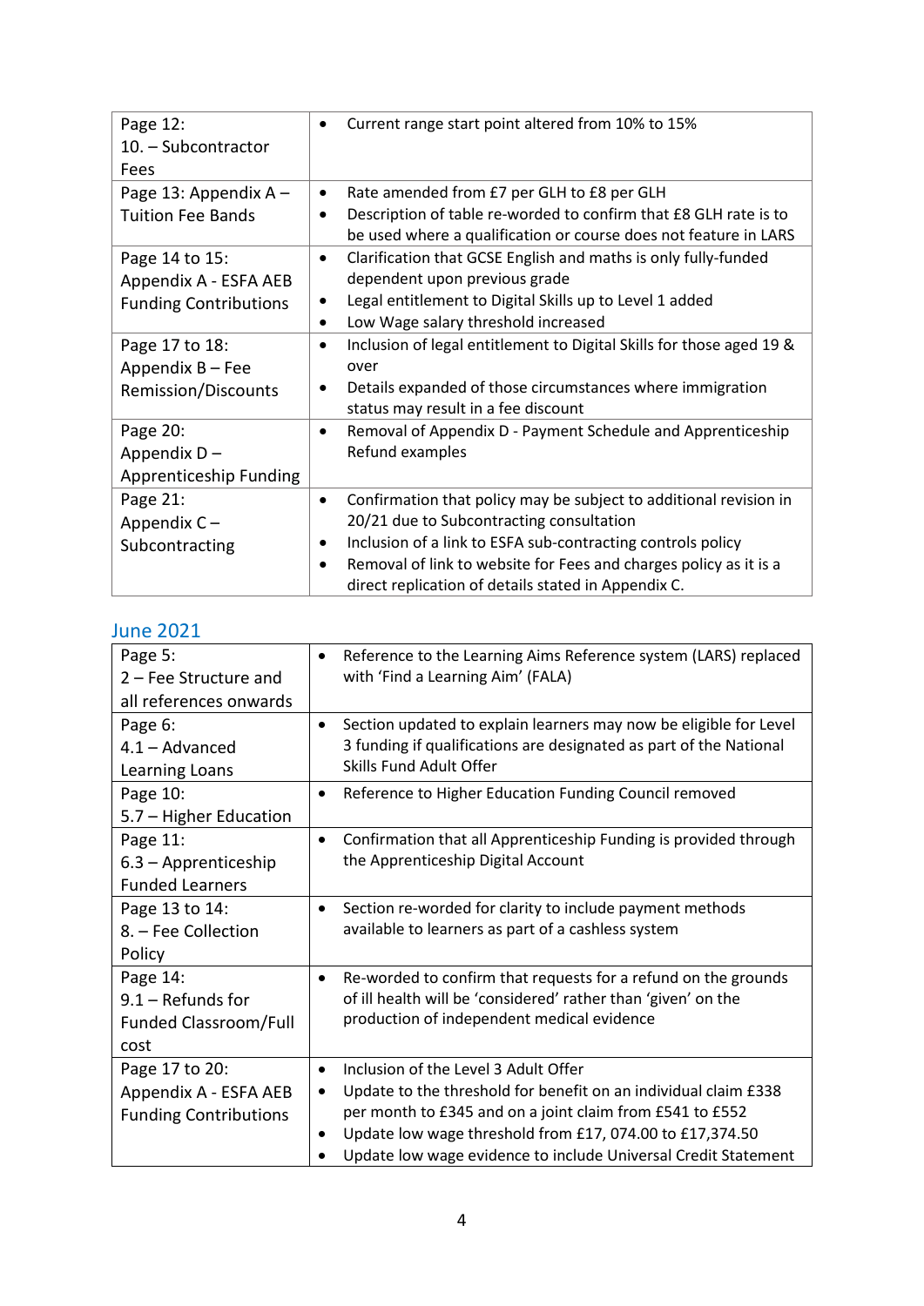| | |
|---|---|
| Page 12:<br>10. – Subcontractor Fees | • Current range start point altered from 10% to 15% |
| Page 13: Appendix A – Tuition Fee Bands | • Rate amended from £7 per GLH to £8 per GLH<br>• Description of table re-worded to confirm that £8 GLH rate is to be used where a qualification or course does not feature in LARS |
| Page 14 to 15:<br>Appendix A - ESFA AEB Funding Contributions | • Clarification that GCSE English and maths is only fully-funded dependent upon previous grade<br>• Legal entitlement to Digital Skills up to Level 1 added<br>• Low Wage salary threshold increased |
| Page 17 to 18:<br>Appendix B – Fee Remission/Discounts | • Inclusion of legal entitlement to Digital Skills for those aged 19 & over<br>• Details expanded of those circumstances where immigration status may result in a fee discount |
| Page 20:<br>Appendix D – Apprenticeship Funding | • Removal of Appendix D - Payment Schedule and Apprenticeship Refund examples |
| Page 21:<br>Appendix C – Subcontracting | • Confirmation that policy may be subject to additional revision in 20/21 due to Subcontracting consultation<br>• Inclusion of a link to ESFA sub-contracting controls policy<br>• Removal of link to website for Fees and charges policy as it is a direct replication of details stated in Appendix C. |

## June 2021

| | |
|---|---|
| Page 5:<br>2 – Fee Structure and all references onwards | • Reference to the Learning Aims Reference system (LARS) replaced with 'Find a Learning Aim' (FALA) |
| Page 6:<br>4.1 – Advanced Learning Loans | • Section updated to explain learners may now be eligible for Level 3 funding if qualifications are designated as part of the National Skills Fund Adult Offer |
| Page 10:<br>5.7 – Higher Education | • Reference to Higher Education Funding Council removed |
| Page 11:<br>6.3 – Apprenticeship Funded Learners | • Confirmation that all Apprenticeship Funding is provided through the Apprenticeship Digital Account |
| Page 13 to 14:<br>8. – Fee Collection Policy | • Section re-worded for clarity to include payment methods available to learners as part of a cashless system |
| Page 14:<br>9.1 – Refunds for Funded Classroom/Full cost | • Re-worded to confirm that requests for a refund on the grounds of ill health will be 'considered' rather than 'given' on the production of independent medical evidence |
| Page 17 to 20:<br>Appendix A - ESFA AEB Funding Contributions | • Inclusion of the Level 3 Adult Offer<br>• Update to the threshold for benefit on an individual claim £338 per month to £345 and on a joint claim from £541 to £552<br>• Update low wage threshold from £17, 074.00 to £17,374.50<br>• Update low wage evidence to include Universal Credit Statement |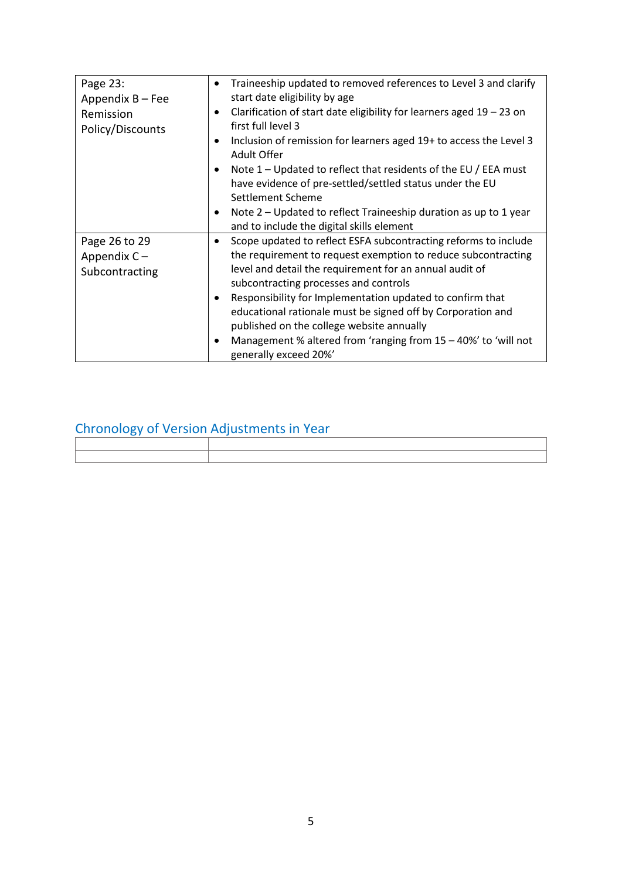| | |
|---|---|
| Page 23: Appendix B – Fee Remission Policy/Discounts | • Traineeship updated to removed references to Level 3 and clarify start date eligibility by age<br>• Clarification of start date eligibility for learners aged 19 – 23 on first full level 3<br>• Inclusion of remission for learners aged 19+ to access the Level 3 Adult Offer<br>• Note 1 – Updated to reflect that residents of the EU / EEA must have evidence of pre-settled/settled status under the EU Settlement Scheme<br>• Note 2 – Updated to reflect Traineeship duration as up to 1 year and to include the digital skills element |
| Page 26 to 29 Appendix C – Subcontracting | • Scope updated to reflect ESFA subcontracting reforms to include the requirement to request exemption to reduce subcontracting level and detail the requirement for an annual audit of subcontracting processes and controls<br>• Responsibility for Implementation updated to confirm that educational rationale must be signed off by Corporation and published on the college website annually<br>• Management % altered from 'ranging from 15 – 40%' to 'will not generally exceed 20%' |

## Chronology of Version Adjustments in Year

| | |
|---|---|
| | |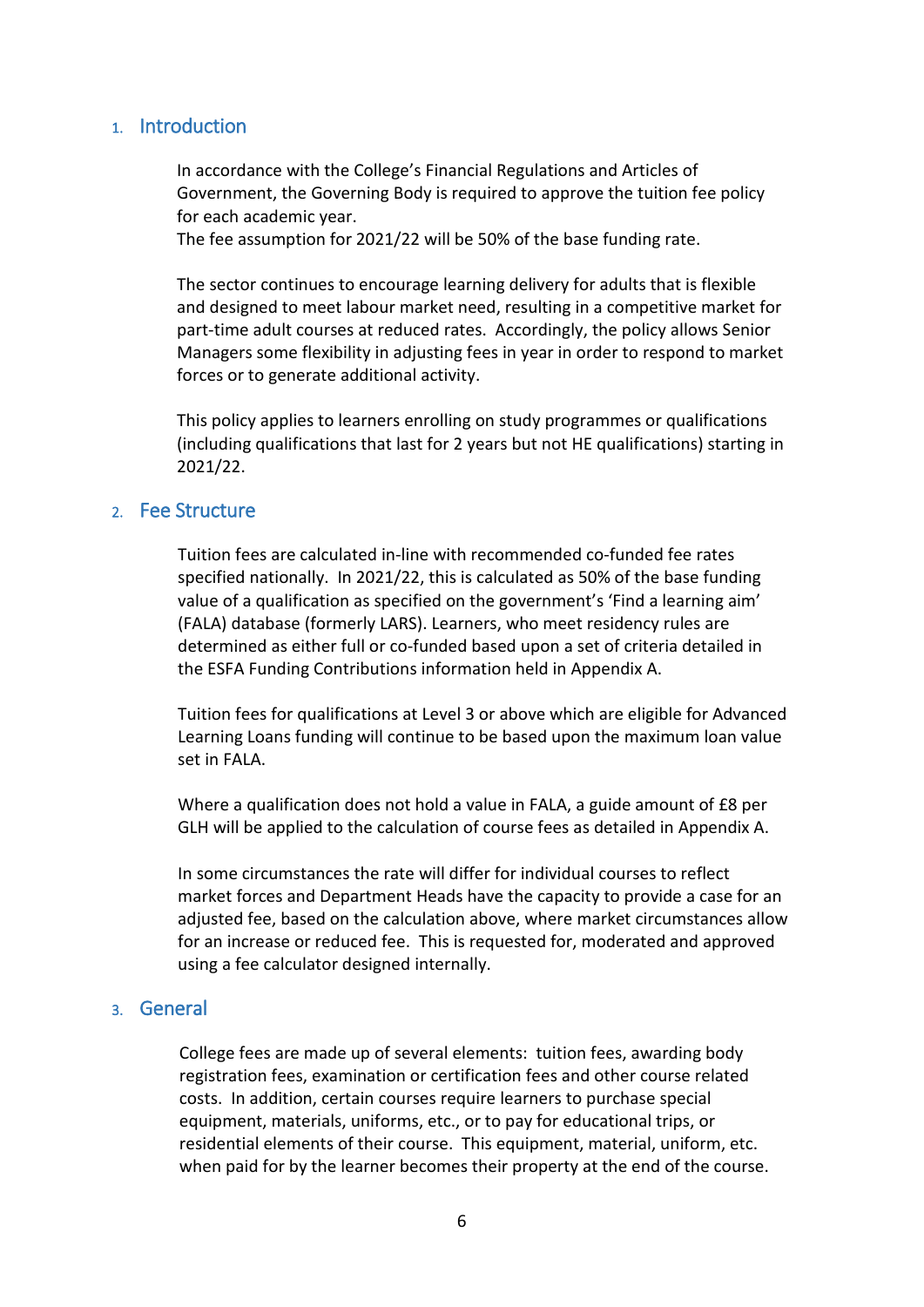## 1. Introduction

In accordance with the College's Financial Regulations and Articles of Government, the Governing Body is required to approve the tuition fee policy for each academic year.
The fee assumption for 2021/22 will be 50% of the base funding rate.

The sector continues to encourage learning delivery for adults that is flexible and designed to meet labour market need, resulting in a competitive market for part-time adult courses at reduced rates. Accordingly, the policy allows Senior Managers some flexibility in adjusting fees in year in order to respond to market forces or to generate additional activity.

This policy applies to learners enrolling on study programmes or qualifications (including qualifications that last for 2 years but not HE qualifications) starting in 2021/22.

## 2. Fee Structure

Tuition fees are calculated in-line with recommended co-funded fee rates specified nationally. In 2021/22, this is calculated as 50% of the base funding value of a qualification as specified on the government's 'Find a learning aim' (FALA) database (formerly LARS). Learners, who meet residency rules are determined as either full or co-funded based upon a set of criteria detailed in the ESFA Funding Contributions information held in Appendix A.

Tuition fees for qualifications at Level 3 or above which are eligible for Advanced Learning Loans funding will continue to be based upon the maximum loan value set in FALA.

Where a qualification does not hold a value in FALA, a guide amount of £8 per GLH will be applied to the calculation of course fees as detailed in Appendix A.

In some circumstances the rate will differ for individual courses to reflect market forces and Department Heads have the capacity to provide a case for an adjusted fee, based on the calculation above, where market circumstances allow for an increase or reduced fee. This is requested for, moderated and approved using a fee calculator designed internally.

## 3. General

College fees are made up of several elements: tuition fees, awarding body registration fees, examination or certification fees and other course related costs. In addition, certain courses require learners to purchase special equipment, materials, uniforms, etc., or to pay for educational trips, or residential elements of their course. This equipment, material, uniform, etc. when paid for by the learner becomes their property at the end of the course.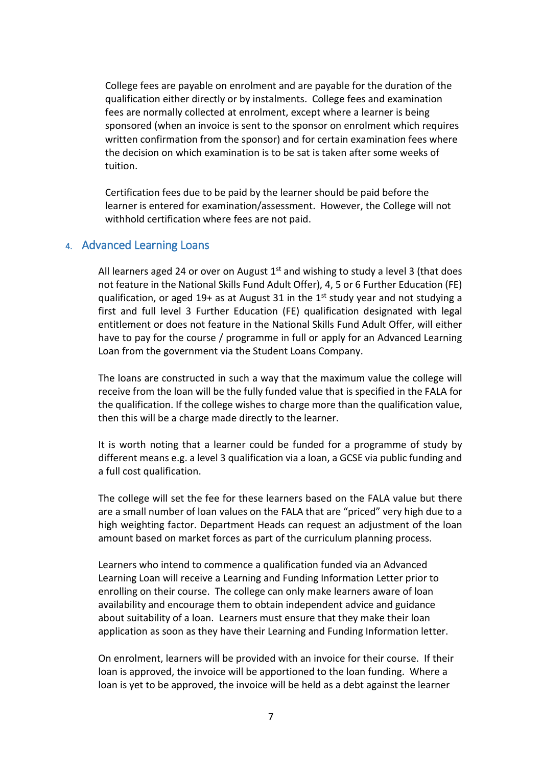College fees are payable on enrolment and are payable for the duration of the qualification either directly or by instalments. College fees and examination fees are normally collected at enrolment, except where a learner is being sponsored (when an invoice is sent to the sponsor on enrolment which requires written confirmation from the sponsor) and for certain examination fees where the decision on which examination is to be sat is taken after some weeks of tuition.

Certification fees due to be paid by the learner should be paid before the learner is entered for examination/assessment. However, the College will not withhold certification where fees are not paid.

## 4. Advanced Learning Loans

All learners aged 24 or over on August 1st and wishing to study a level 3 (that does not feature in the National Skills Fund Adult Offer), 4, 5 or 6 Further Education (FE) qualification, or aged 19+ as at August 31 in the 1st study year and not studying a first and full level 3 Further Education (FE) qualification designated with legal entitlement or does not feature in the National Skills Fund Adult Offer, will either have to pay for the course / programme in full or apply for an Advanced Learning Loan from the government via the Student Loans Company.

The loans are constructed in such a way that the maximum value the college will receive from the loan will be the fully funded value that is specified in the FALA for the qualification. If the college wishes to charge more than the qualification value, then this will be a charge made directly to the learner.

It is worth noting that a learner could be funded for a programme of study by different means e.g. a level 3 qualification via a loan, a GCSE via public funding and a full cost qualification.

The college will set the fee for these learners based on the FALA value but there are a small number of loan values on the FALA that are "priced" very high due to a high weighting factor. Department Heads can request an adjustment of the loan amount based on market forces as part of the curriculum planning process.

Learners who intend to commence a qualification funded via an Advanced Learning Loan will receive a Learning and Funding Information Letter prior to enrolling on their course. The college can only make learners aware of loan availability and encourage them to obtain independent advice and guidance about suitability of a loan. Learners must ensure that they make their loan application as soon as they have their Learning and Funding Information letter.

On enrolment, learners will be provided with an invoice for their course. If their loan is approved, the invoice will be apportioned to the loan funding. Where a loan is yet to be approved, the invoice will be held as a debt against the learner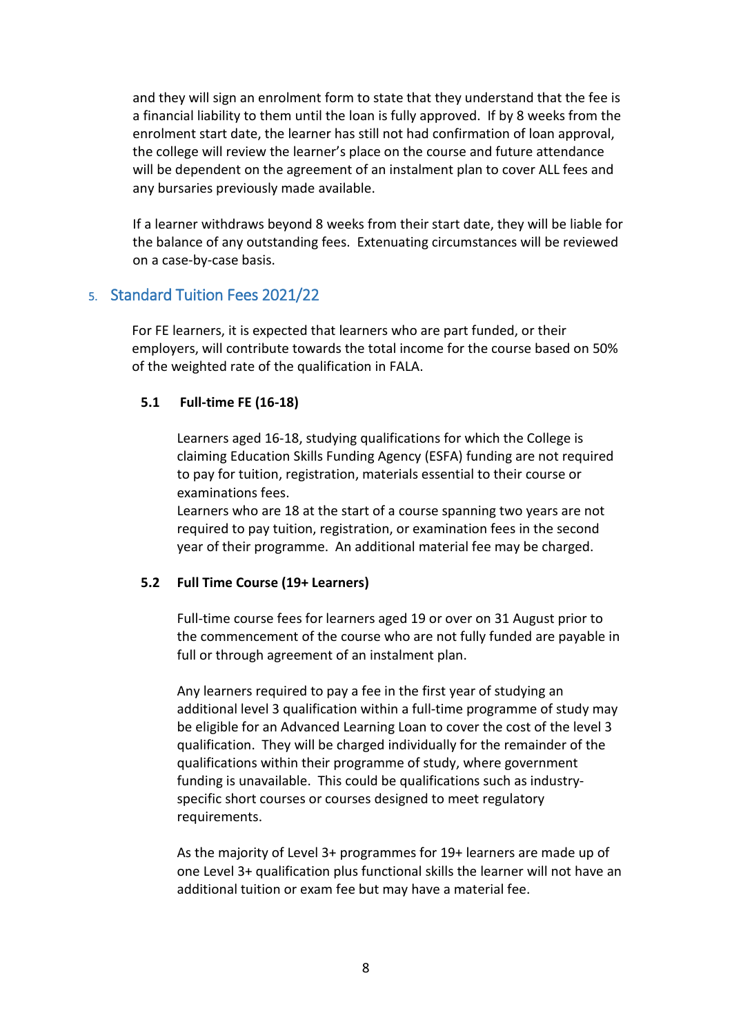and they will sign an enrolment form to state that they understand that the fee is a financial liability to them until the loan is fully approved. If by 8 weeks from the enrolment start date, the learner has still not had confirmation of loan approval, the college will review the learner's place on the course and future attendance will be dependent on the agreement of an instalment plan to cover ALL fees and any bursaries previously made available.

If a learner withdraws beyond 8 weeks from their start date, they will be liable for the balance of any outstanding fees. Extenuating circumstances will be reviewed on a case-by-case basis.

## 5. Standard Tuition Fees 2021/22

For FE learners, it is expected that learners who are part funded, or their employers, will contribute towards the total income for the course based on 50% of the weighted rate of the qualification in FALA.

### 5.1 Full-time FE (16-18)

Learners aged 16-18, studying qualifications for which the College is claiming Education Skills Funding Agency (ESFA) funding are not required to pay for tuition, registration, materials essential to their course or examinations fees.
Learners who are 18 at the start of a course spanning two years are not required to pay tuition, registration, or examination fees in the second year of their programme. An additional material fee may be charged.

### 5.2 Full Time Course (19+ Learners)

Full-time course fees for learners aged 19 or over on 31 August prior to the commencement of the course who are not fully funded are payable in full or through agreement of an instalment plan.

Any learners required to pay a fee in the first year of studying an additional level 3 qualification within a full-time programme of study may be eligible for an Advanced Learning Loan to cover the cost of the level 3 qualification. They will be charged individually for the remainder of the qualifications within their programme of study, where government funding is unavailable. This could be qualifications such as industry-specific short courses or courses designed to meet regulatory requirements.

As the majority of Level 3+ programmes for 19+ learners are made up of one Level 3+ qualification plus functional skills the learner will not have an additional tuition or exam fee but may have a material fee.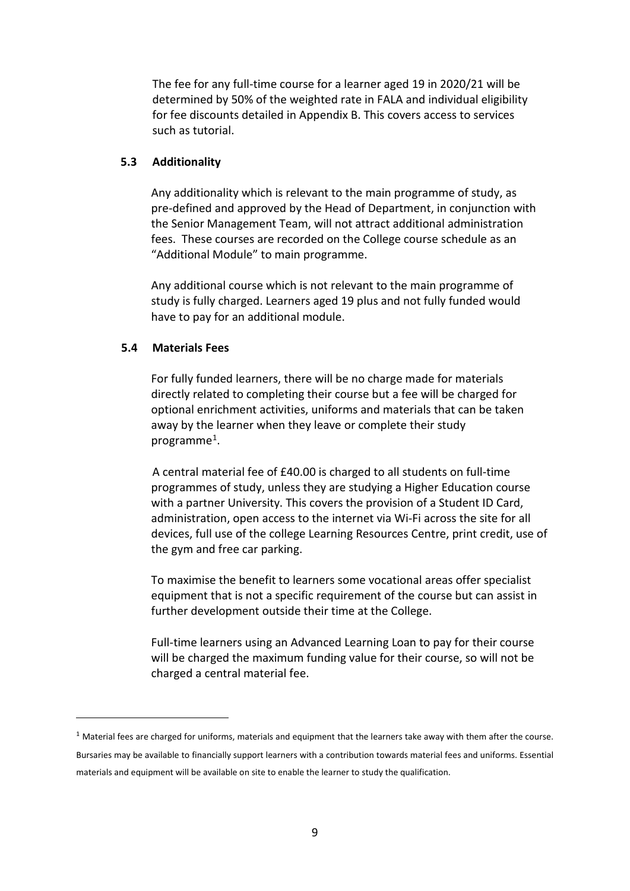The fee for any full-time course for a learner aged 19 in 2020/21 will be determined by 50% of the weighted rate in FALA and individual eligibility for fee discounts detailed in Appendix B. This covers access to services such as tutorial.

### 5.3 Additionality

Any additionality which is relevant to the main programme of study, as pre-defined and approved by the Head of Department, in conjunction with the Senior Management Team, will not attract additional administration fees. These courses are recorded on the College course schedule as an "Additional Module" to main programme.

Any additional course which is not relevant to the main programme of study is fully charged. Learners aged 19 plus and not fully funded would have to pay for an additional module.

### 5.4 Materials Fees

For fully funded learners, there will be no charge made for materials directly related to completing their course but a fee will be charged for optional enrichment activities, uniforms and materials that can be taken away by the learner when they leave or complete their study programme[1].

A central material fee of £40.00 is charged to all students on full-time programmes of study, unless they are studying a Higher Education course with a partner University. This covers the provision of a Student ID Card, administration, open access to the internet via Wi-Fi across the site for all devices, full use of the college Learning Resources Centre, print credit, use of the gym and free car parking.

To maximise the benefit to learners some vocational areas offer specialist equipment that is not a specific requirement of the course but can assist in further development outside their time at the College.

Full-time learners using an Advanced Learning Loan to pay for their course will be charged the maximum funding value for their course, so will not be charged a central material fee.

---

[1] Material fees are charged for uniforms, materials and equipment that the learners take away with them after the course. Bursaries may be available to financially support learners with a contribution towards material fees and uniforms. Essential materials and equipment will be available on site to enable the learner to study the qualification.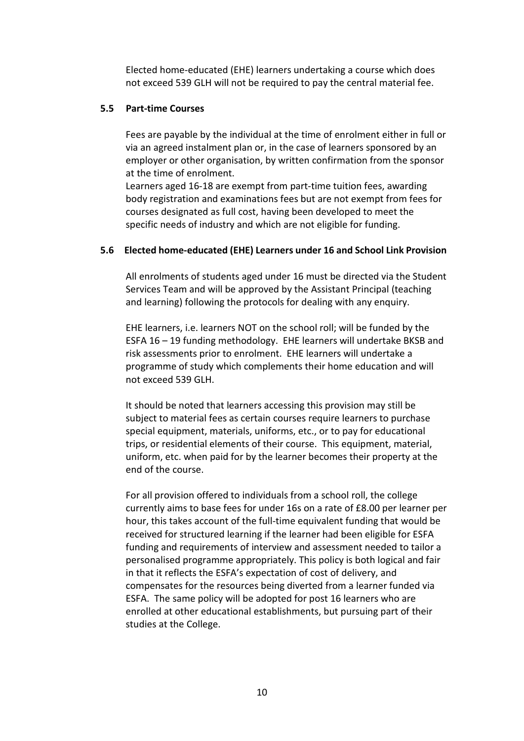Elected home-educated (EHE) learners undertaking a course which does not exceed 539 GLH will not be required to pay the central material fee.

### 5.5 Part-time Courses

Fees are payable by the individual at the time of enrolment either in full or via an agreed instalment plan or, in the case of learners sponsored by an employer or other organisation, by written confirmation from the sponsor at the time of enrolment.

Learners aged 16-18 are exempt from part-time tuition fees, awarding body registration and examinations fees but are not exempt from fees for courses designated as full cost, having been developed to meet the specific needs of industry and which are not eligible for funding.

### 5.6 Elected home-educated (EHE) Learners under 16 and School Link Provision

All enrolments of students aged under 16 must be directed via the Student Services Team and will be approved by the Assistant Principal (teaching and learning) following the protocols for dealing with any enquiry.

EHE learners, i.e. learners NOT on the school roll; will be funded by the ESFA 16 – 19 funding methodology. EHE learners will undertake BKSB and risk assessments prior to enrolment. EHE learners will undertake a programme of study which complements their home education and will not exceed 539 GLH.

It should be noted that learners accessing this provision may still be subject to material fees as certain courses require learners to purchase special equipment, materials, uniforms, etc., or to pay for educational trips, or residential elements of their course. This equipment, material, uniform, etc. when paid for by the learner becomes their property at the end of the course.

For all provision offered to individuals from a school roll, the college currently aims to base fees for under 16s on a rate of £8.00 per learner per hour, this takes account of the full-time equivalent funding that would be received for structured learning if the learner had been eligible for ESFA funding and requirements of interview and assessment needed to tailor a personalised programme appropriately. This policy is both logical and fair in that it reflects the ESFA's expectation of cost of delivery, and compensates for the resources being diverted from a learner funded via ESFA. The same policy will be adopted for post 16 learners who are enrolled at other educational establishments, but pursuing part of their studies at the College.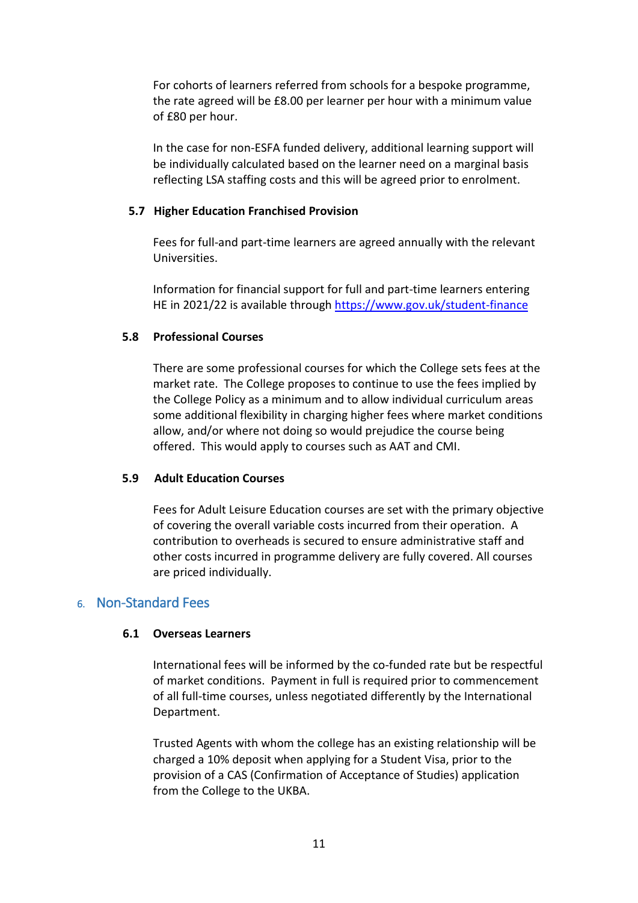For cohorts of learners referred from schools for a bespoke programme, the rate agreed will be £8.00 per learner per hour with a minimum value of £80 per hour.

In the case for non-ESFA funded delivery, additional learning support will be individually calculated based on the learner need on a marginal basis reflecting LSA staffing costs and this will be agreed prior to enrolment.

### 5.7 Higher Education Franchised Provision

Fees for full-and part-time learners are agreed annually with the relevant Universities.

Information for financial support for full and part-time learners entering HE in 2021/22 is available through https://www.gov.uk/student-finance

### 5.8 Professional Courses

There are some professional courses for which the College sets fees at the market rate. The College proposes to continue to use the fees implied by the College Policy as a minimum and to allow individual curriculum areas some additional flexibility in charging higher fees where market conditions allow, and/or where not doing so would prejudice the course being offered. This would apply to courses such as AAT and CMI.

### 5.9 Adult Education Courses

Fees for Adult Leisure Education courses are set with the primary objective of covering the overall variable costs incurred from their operation. A contribution to overheads is secured to ensure administrative staff and other costs incurred in programme delivery are fully covered. All courses are priced individually.

## 6. Non-Standard Fees

### 6.1 Overseas Learners

International fees will be informed by the co-funded rate but be respectful of market conditions. Payment in full is required prior to commencement of all full-time courses, unless negotiated differently by the International Department.

Trusted Agents with whom the college has an existing relationship will be charged a 10% deposit when applying for a Student Visa, prior to the provision of a CAS (Confirmation of Acceptance of Studies) application from the College to the UKBA.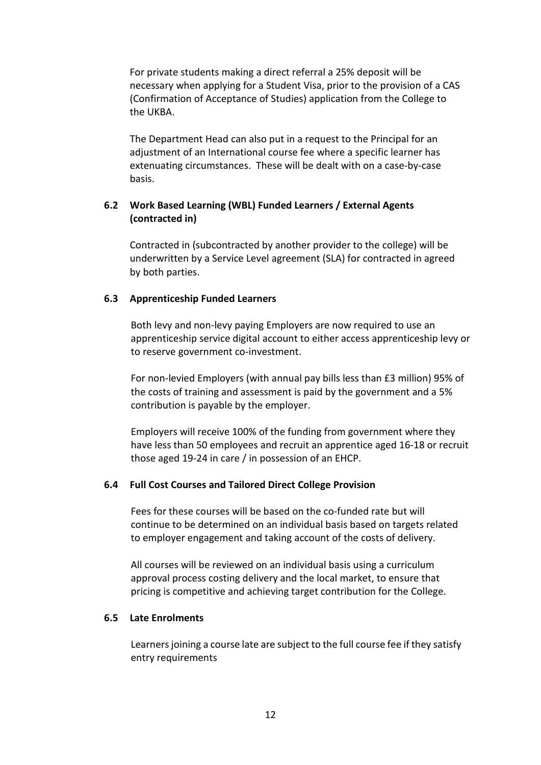For private students making a direct referral a 25% deposit will be necessary when applying for a Student Visa, prior to the provision of a CAS (Confirmation of Acceptance of Studies) application from the College to the UKBA.

The Department Head can also put in a request to the Principal for an adjustment of an International course fee where a specific learner has extenuating circumstances. These will be dealt with on a case-by-case basis.

### 6.2 Work Based Learning (WBL) Funded Learners / External Agents (contracted in)

Contracted in (subcontracted by another provider to the college) will be underwritten by a Service Level agreement (SLA) for contracted in agreed by both parties.

### 6.3 Apprenticeship Funded Learners

Both levy and non-levy paying Employers are now required to use an apprenticeship service digital account to either access apprenticeship levy or to reserve government co-investment.

For non-levied Employers (with annual pay bills less than £3 million) 95% of the costs of training and assessment is paid by the government and a 5% contribution is payable by the employer.

Employers will receive 100% of the funding from government where they have less than 50 employees and recruit an apprentice aged 16-18 or recruit those aged 19-24 in care / in possession of an EHCP.

### 6.4 Full Cost Courses and Tailored Direct College Provision

Fees for these courses will be based on the co-funded rate but will continue to be determined on an individual basis based on targets related to employer engagement and taking account of the costs of delivery.

All courses will be reviewed on an individual basis using a curriculum approval process costing delivery and the local market, to ensure that pricing is competitive and achieving target contribution for the College.

### 6.5 Late Enrolments

Learners joining a course late are subject to the full course fee if they satisfy entry requirements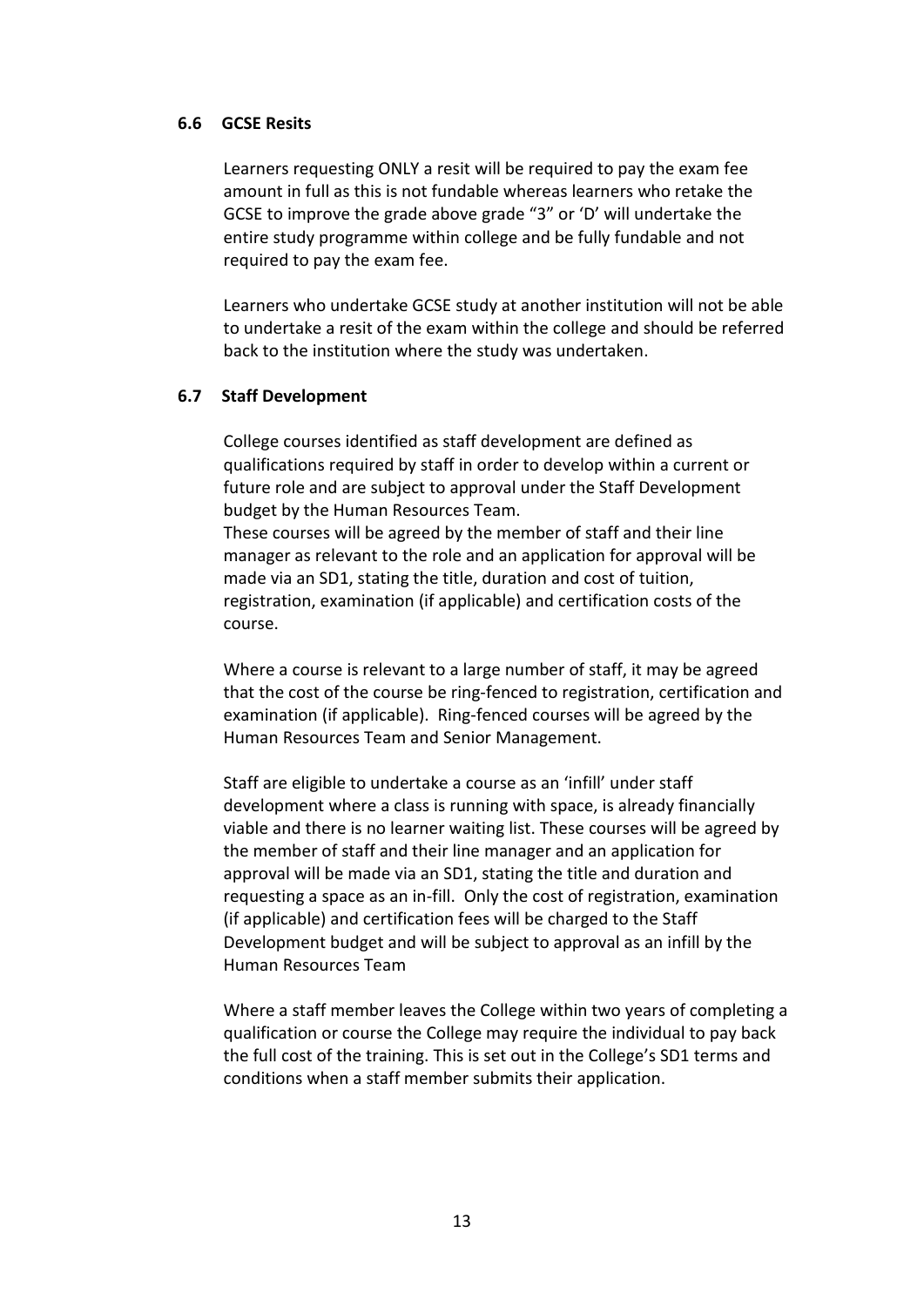### 6.6 GCSE Resits

Learners requesting ONLY a resit will be required to pay the exam fee amount in full as this is not fundable whereas learners who retake the GCSE to improve the grade above grade "3" or 'D' will undertake the entire study programme within college and be fully fundable and not required to pay the exam fee.

Learners who undertake GCSE study at another institution will not be able to undertake a resit of the exam within the college and should be referred back to the institution where the study was undertaken.

### 6.7 Staff Development

College courses identified as staff development are defined as qualifications required by staff in order to develop within a current or future role and are subject to approval under the Staff Development budget by the Human Resources Team.
These courses will be agreed by the member of staff and their line manager as relevant to the role and an application for approval will be made via an SD1, stating the title, duration and cost of tuition, registration, examination (if applicable) and certification costs of the course.

Where a course is relevant to a large number of staff, it may be agreed that the cost of the course be ring-fenced to registration, certification and examination (if applicable). Ring-fenced courses will be agreed by the Human Resources Team and Senior Management.

Staff are eligible to undertake a course as an 'infill' under staff development where a class is running with space, is already financially viable and there is no learner waiting list. These courses will be agreed by the member of staff and their line manager and an application for approval will be made via an SD1, stating the title and duration and requesting a space as an in-fill. Only the cost of registration, examination (if applicable) and certification fees will be charged to the Staff Development budget and will be subject to approval as an infill by the Human Resources Team

Where a staff member leaves the College within two years of completing a qualification or course the College may require the individual to pay back the full cost of the training. This is set out in the College's SD1 terms and conditions when a staff member submits their application.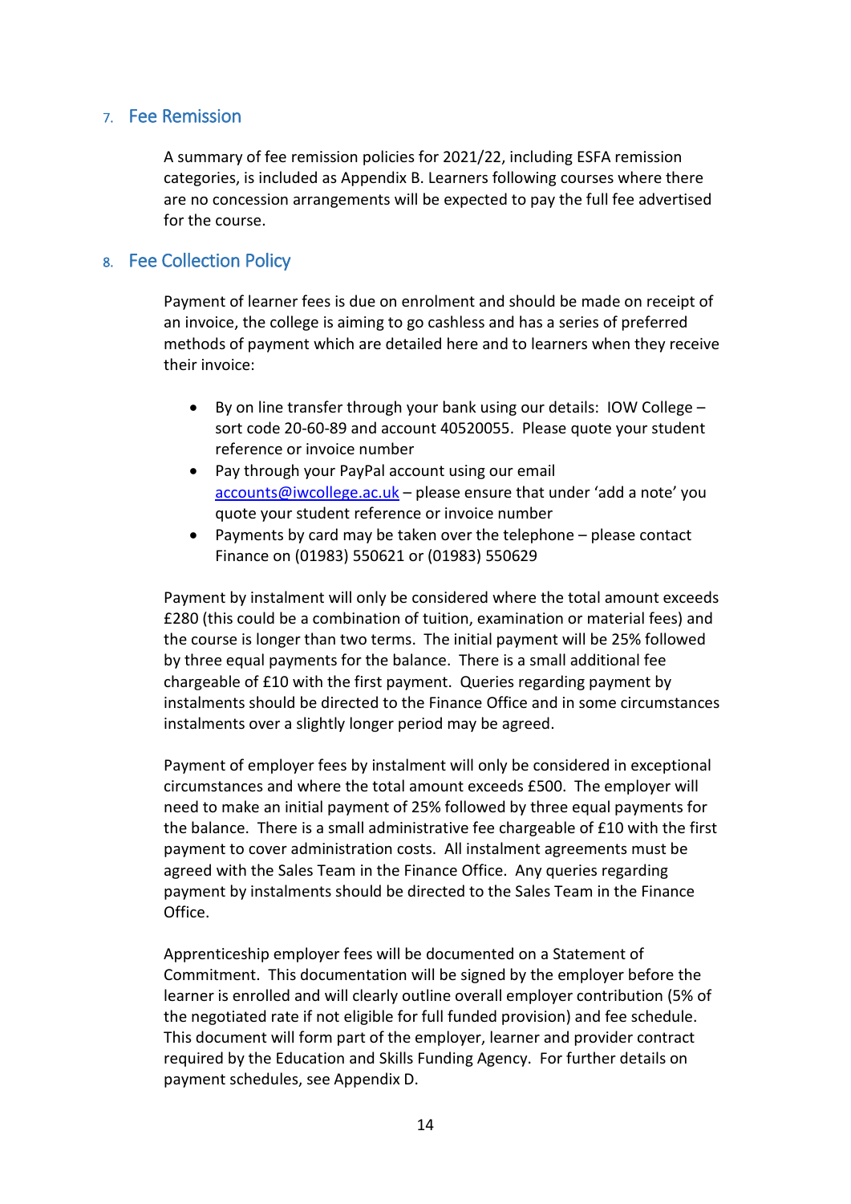## 7. Fee Remission

A summary of fee remission policies for 2021/22, including ESFA remission categories, is included as Appendix B. Learners following courses where there are no concession arrangements will be expected to pay the full fee advertised for the course.

## 8. Fee Collection Policy

Payment of learner fees is due on enrolment and should be made on receipt of an invoice, the college is aiming to go cashless and has a series of preferred methods of payment which are detailed here and to learners when they receive their invoice:

- By on line transfer through your bank using our details: IOW College – sort code 20-60-89 and account 40520055. Please quote your student reference or invoice number
- Pay through your PayPal account using our email accounts@iwcollege.ac.uk – please ensure that under 'add a note' you quote your student reference or invoice number
- Payments by card may be taken over the telephone – please contact Finance on (01983) 550621 or (01983) 550629

Payment by instalment will only be considered where the total amount exceeds £280 (this could be a combination of tuition, examination or material fees) and the course is longer than two terms. The initial payment will be 25% followed by three equal payments for the balance. There is a small additional fee chargeable of £10 with the first payment. Queries regarding payment by instalments should be directed to the Finance Office and in some circumstances instalments over a slightly longer period may be agreed.

Payment of employer fees by instalment will only be considered in exceptional circumstances and where the total amount exceeds £500. The employer will need to make an initial payment of 25% followed by three equal payments for the balance. There is a small administrative fee chargeable of £10 with the first payment to cover administration costs. All instalment agreements must be agreed with the Sales Team in the Finance Office. Any queries regarding payment by instalments should be directed to the Sales Team in the Finance Office.

Apprenticeship employer fees will be documented on a Statement of Commitment. This documentation will be signed by the employer before the learner is enrolled and will clearly outline overall employer contribution (5% of the negotiated rate if not eligible for full funded provision) and fee schedule. This document will form part of the employer, learner and provider contract required by the Education and Skills Funding Agency. For further details on payment schedules, see Appendix D.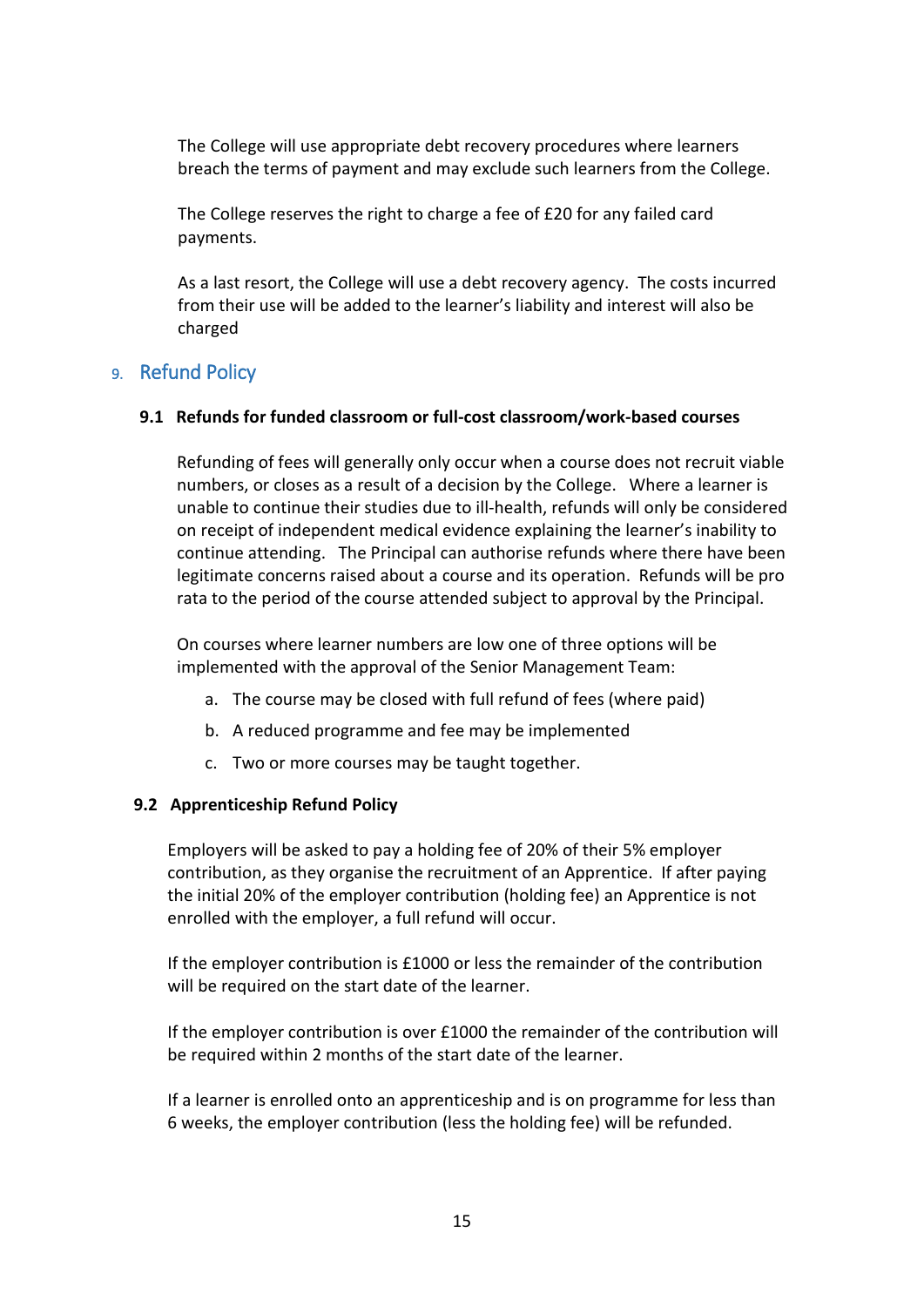The College will use appropriate debt recovery procedures where learners breach the terms of payment and may exclude such learners from the College.

The College reserves the right to charge a fee of £20 for any failed card payments.

As a last resort, the College will use a debt recovery agency. The costs incurred from their use will be added to the learner's liability and interest will also be charged

## 9. Refund Policy

### 9.1 Refunds for funded classroom or full-cost classroom/work-based courses

Refunding of fees will generally only occur when a course does not recruit viable numbers, or closes as a result of a decision by the College. Where a learner is unable to continue their studies due to ill-health, refunds will only be considered on receipt of independent medical evidence explaining the learner's inability to continue attending. The Principal can authorise refunds where there have been legitimate concerns raised about a course and its operation. Refunds will be pro rata to the period of the course attended subject to approval by the Principal.

On courses where learner numbers are low one of three options will be implemented with the approval of the Senior Management Team:

a. The course may be closed with full refund of fees (where paid)
b. A reduced programme and fee may be implemented
c. Two or more courses may be taught together.

### 9.2 Apprenticeship Refund Policy

Employers will be asked to pay a holding fee of 20% of their 5% employer contribution, as they organise the recruitment of an Apprentice. If after paying the initial 20% of the employer contribution (holding fee) an Apprentice is not enrolled with the employer, a full refund will occur.

If the employer contribution is £1000 or less the remainder of the contribution will be required on the start date of the learner.

If the employer contribution is over £1000 the remainder of the contribution will be required within 2 months of the start date of the learner.

If a learner is enrolled onto an apprenticeship and is on programme for less than 6 weeks, the employer contribution (less the holding fee) will be refunded.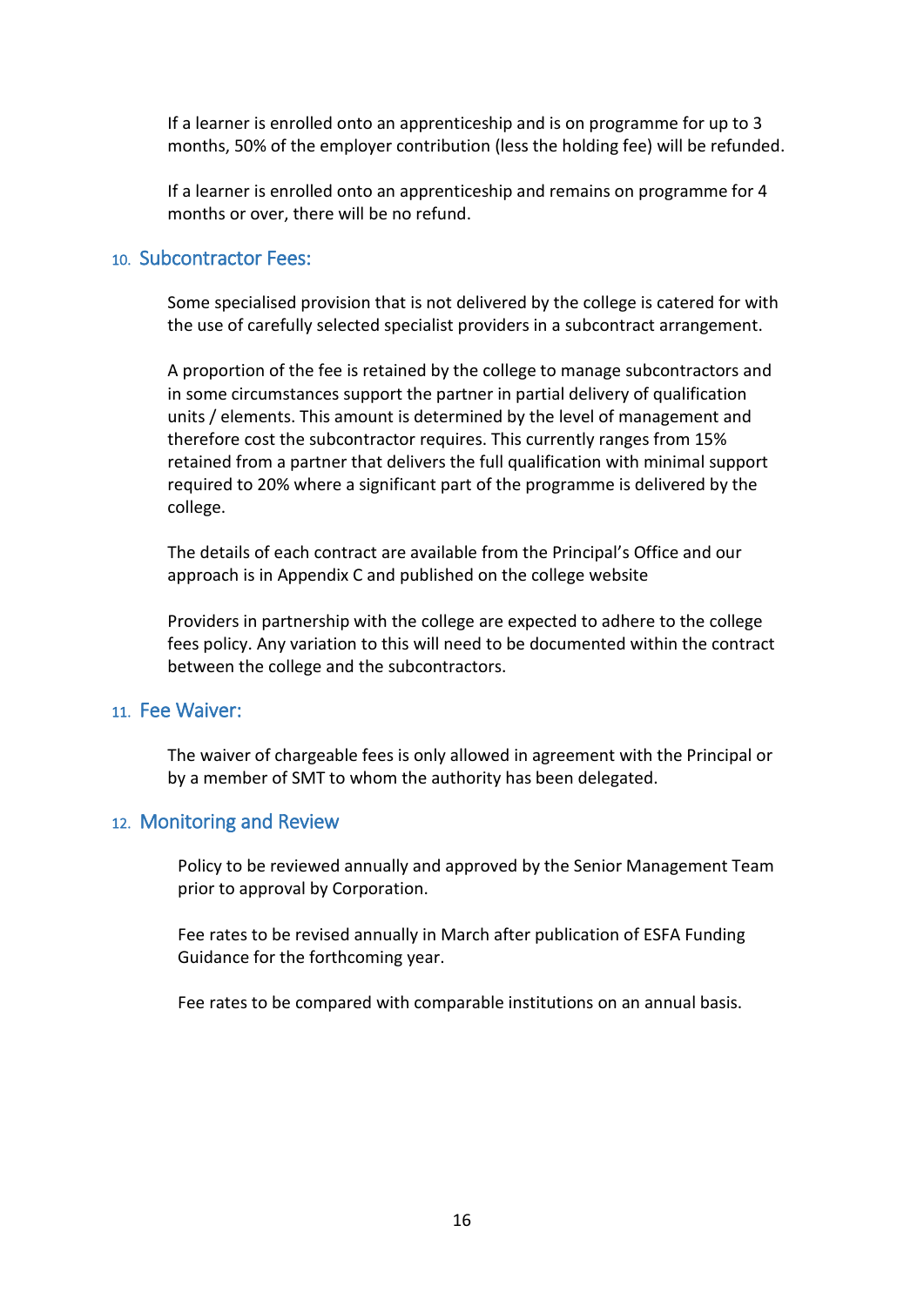If a learner is enrolled onto an apprenticeship and is on programme for up to 3 months, 50% of the employer contribution (less the holding fee) will be refunded.

If a learner is enrolled onto an apprenticeship and remains on programme for 4 months or over, there will be no refund.

## 10. Subcontractor Fees:

Some specialised provision that is not delivered by the college is catered for with the use of carefully selected specialist providers in a subcontract arrangement.

A proportion of the fee is retained by the college to manage subcontractors and in some circumstances support the partner in partial delivery of qualification units / elements. This amount is determined by the level of management and therefore cost the subcontractor requires. This currently ranges from 15% retained from a partner that delivers the full qualification with minimal support required to 20% where a significant part of the programme is delivered by the college.

The details of each contract are available from the Principal's Office and our approach is in Appendix C and published on the college website

Providers in partnership with the college are expected to adhere to the college fees policy. Any variation to this will need to be documented within the contract between the college and the subcontractors.

## 11. Fee Waiver:

The waiver of chargeable fees is only allowed in agreement with the Principal or by a member of SMT to whom the authority has been delegated.

## 12. Monitoring and Review

Policy to be reviewed annually and approved by the Senior Management Team prior to approval by Corporation.

Fee rates to be revised annually in March after publication of ESFA Funding Guidance for the forthcoming year.

Fee rates to be compared with comparable institutions on an annual basis.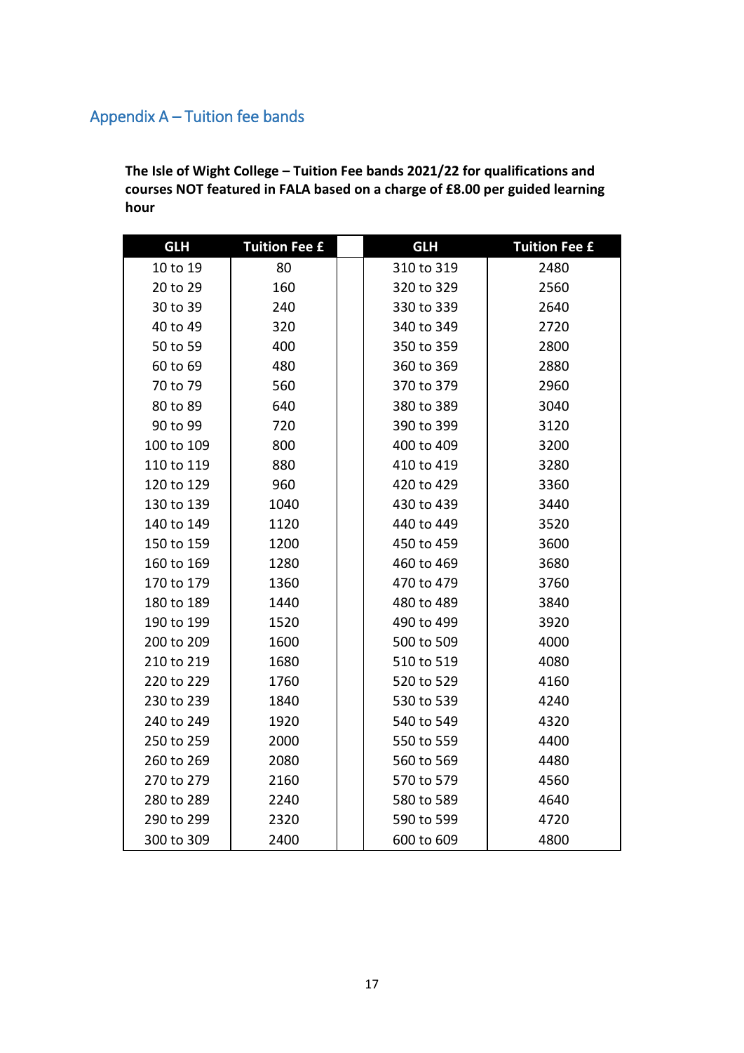## Appendix A – Tuition fee bands

**The Isle of Wight College – Tuition Fee bands 2021/22 for qualifications and courses NOT featured in FALA based on a charge of £8.00 per guided learning hour**

| GLH | Tuition Fee £ | | GLH | Tuition Fee £ |
|---|---|---|---|---|
| 10 to 19 | 80 | | 310 to 319 | 2480 |
| 20 to 29 | 160 | | 320 to 329 | 2560 |
| 30 to 39 | 240 | | 330 to 339 | 2640 |
| 40 to 49 | 320 | | 340 to 349 | 2720 |
| 50 to 59 | 400 | | 350 to 359 | 2800 |
| 60 to 69 | 480 | | 360 to 369 | 2880 |
| 70 to 79 | 560 | | 370 to 379 | 2960 |
| 80 to 89 | 640 | | 380 to 389 | 3040 |
| 90 to 99 | 720 | | 390 to 399 | 3120 |
| 100 to 109 | 800 | | 400 to 409 | 3200 |
| 110 to 119 | 880 | | 410 to 419 | 3280 |
| 120 to 129 | 960 | | 420 to 429 | 3360 |
| 130 to 139 | 1040 | | 430 to 439 | 3440 |
| 140 to 149 | 1120 | | 440 to 449 | 3520 |
| 150 to 159 | 1200 | | 450 to 459 | 3600 |
| 160 to 169 | 1280 | | 460 to 469 | 3680 |
| 170 to 179 | 1360 | | 470 to 479 | 3760 |
| 180 to 189 | 1440 | | 480 to 489 | 3840 |
| 190 to 199 | 1520 | | 490 to 499 | 3920 |
| 200 to 209 | 1600 | | 500 to 509 | 4000 |
| 210 to 219 | 1680 | | 510 to 519 | 4080 |
| 220 to 229 | 1760 | | 520 to 529 | 4160 |
| 230 to 239 | 1840 | | 530 to 539 | 4240 |
| 240 to 249 | 1920 | | 540 to 549 | 4320 |
| 250 to 259 | 2000 | | 550 to 559 | 4400 |
| 260 to 269 | 2080 | | 560 to 569 | 4480 |
| 270 to 279 | 2160 | | 570 to 579 | 4560 |
| 280 to 289 | 2240 | | 580 to 589 | 4640 |
| 290 to 299 | 2320 | | 590 to 599 | 4720 |
| 300 to 309 | 2400 | | 600 to 609 | 4800 |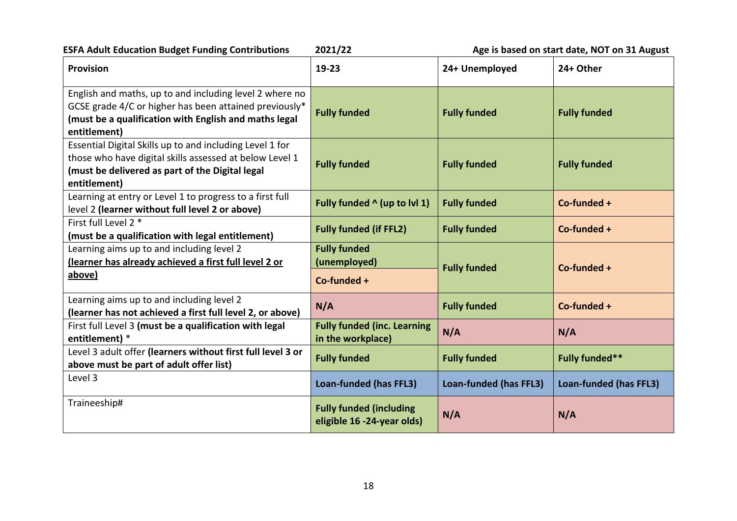**ESFA Adult Education Budget Funding Contributions** **2021/22** **Age is based on start date, NOT on 31 August**

| Provision | 19-23 | 24+ Unemployed | 24+ Other |
|---|---|---|---|
| English and maths, up to and including level 2 where no GCSE grade 4/C or higher has been attained previously* **(must be a qualification with English and maths legal entitlement)** | **Fully funded** | **Fully funded** | **Fully funded** |
| Essential Digital Skills up to and including Level 1 for those who have digital skills assessed at below Level 1 **(must be delivered as part of the Digital legal entitlement)** | **Fully funded** | **Fully funded** | **Fully funded** |
| Learning at entry or Level 1 to progress to a first full level 2 **(learner without full level 2 or above)** | **Fully funded ^ (up to lvl 1)** | **Fully funded** | **Co-funded +** |
| First full Level 2 * **(must be a qualification with legal entitlement)** | **Fully funded (if FFL2)** | **Fully funded** | **Co-funded +** |
| Learning aims up to and including level 2 **(learner has already achieved a first full level 2 or above)** | **Fully funded (unemployed)** / **Co-funded +** | **Fully funded** | **Co-funded +** |
| Learning aims up to and including level 2 **(learner has not achieved a first full level 2, or above)** | **N/A** | **Fully funded** | **Co-funded +** |
| First full Level 3 **(must be a qualification with legal entitlement)** * | **Fully funded (inc. Learning in the workplace)** | **N/A** | **N/A** |
| Level 3 adult offer **(learners without first full level 3 or above must be part of adult offer list)** | **Fully funded** | **Fully funded** | **Fully funded**** |
| Level 3 | **Loan-funded (has FFL3)** | **Loan-funded (has FFL3)** | **Loan-funded (has FFL3)** |
| Traineeship# | **Fully funded (including eligible 16 -24-year olds)** | **N/A** | **N/A** |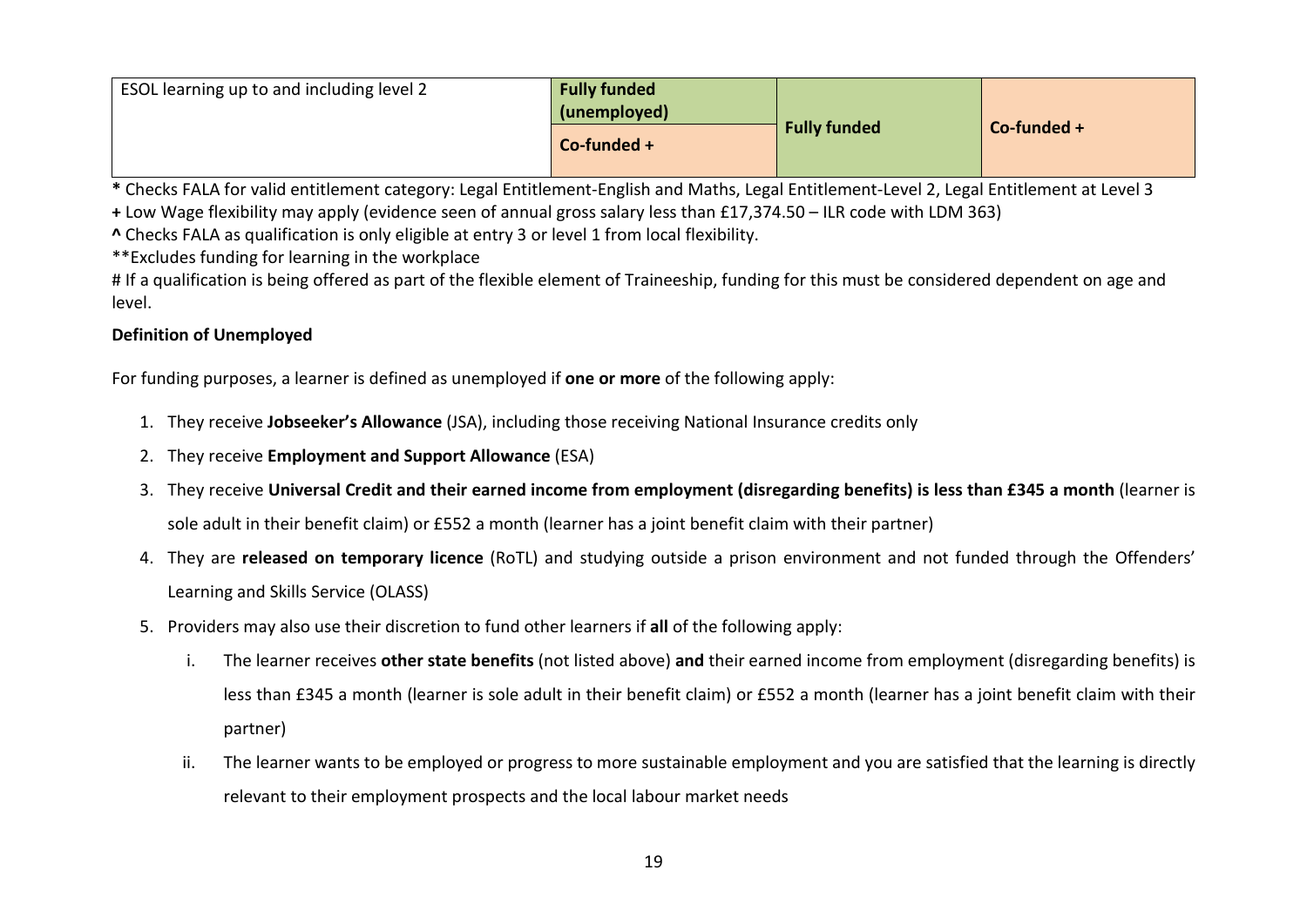| ESOL learning up to and including level 2 | Fully funded (unemployed) | Fully funded | Co-funded + |
|---|---|---|---|
| | Co-funded + | | |

**\*** Checks FALA for valid entitlement category: Legal Entitlement-English and Maths, Legal Entitlement-Level 2, Legal Entitlement at Level 3

**+** Low Wage flexibility may apply (evidence seen of annual gross salary less than £17,374.50 – ILR code with LDM 363)

**^** Checks FALA as qualification is only eligible at entry 3 or level 1 from local flexibility.

**Excludes funding for learning in the workplace

# If a qualification is being offered as part of the flexible element of Traineeship, funding for this must be considered dependent on age and level.

**Definition of Unemployed**

For funding purposes, a learner is defined as unemployed if **one or more** of the following apply:

1. They receive **Jobseeker's Allowance** (JSA), including those receiving National Insurance credits only
2. They receive **Employment and Support Allowance** (ESA)
3. They receive **Universal Credit and their earned income from employment (disregarding benefits) is less than £345 a month** (learner is sole adult in their benefit claim) or £552 a month (learner has a joint benefit claim with their partner)
4. They are **released on temporary licence** (RoTL) and studying outside a prison environment and not funded through the Offenders' Learning and Skills Service (OLASS)
5. Providers may also use their discretion to fund other learners if **all** of the following apply:
   1. The learner receives **other state benefits** (not listed above) **and** their earned income from employment (disregarding benefits) is less than £345 a month (learner is sole adult in their benefit claim) or £552 a month (learner has a joint benefit claim with their partner)
   2. The learner wants to be employed or progress to more sustainable employment and you are satisfied that the learning is directly relevant to their employment prospects and the local labour market needs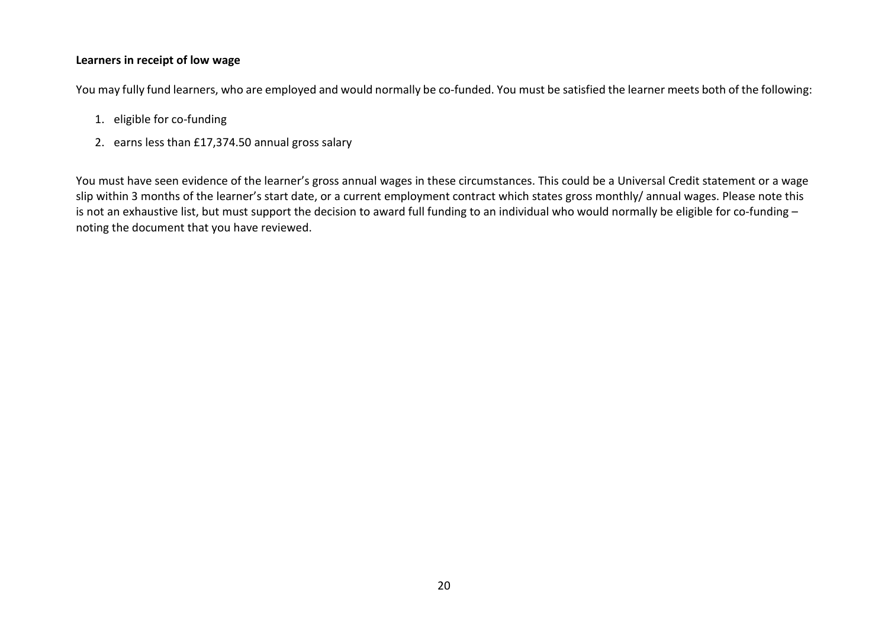**Learners in receipt of low wage**

You may fully fund learners, who are employed and would normally be co-funded. You must be satisfied the learner meets both of the following:

1. eligible for co-funding
2. earns less than £17,374.50 annual gross salary

You must have seen evidence of the learner's gross annual wages in these circumstances. This could be a Universal Credit statement or a wage slip within 3 months of the learner's start date, or a current employment contract which states gross monthly/ annual wages. Please note this is not an exhaustive list, but must support the decision to award full funding to an individual who would normally be eligible for co-funding – noting the document that you have reviewed.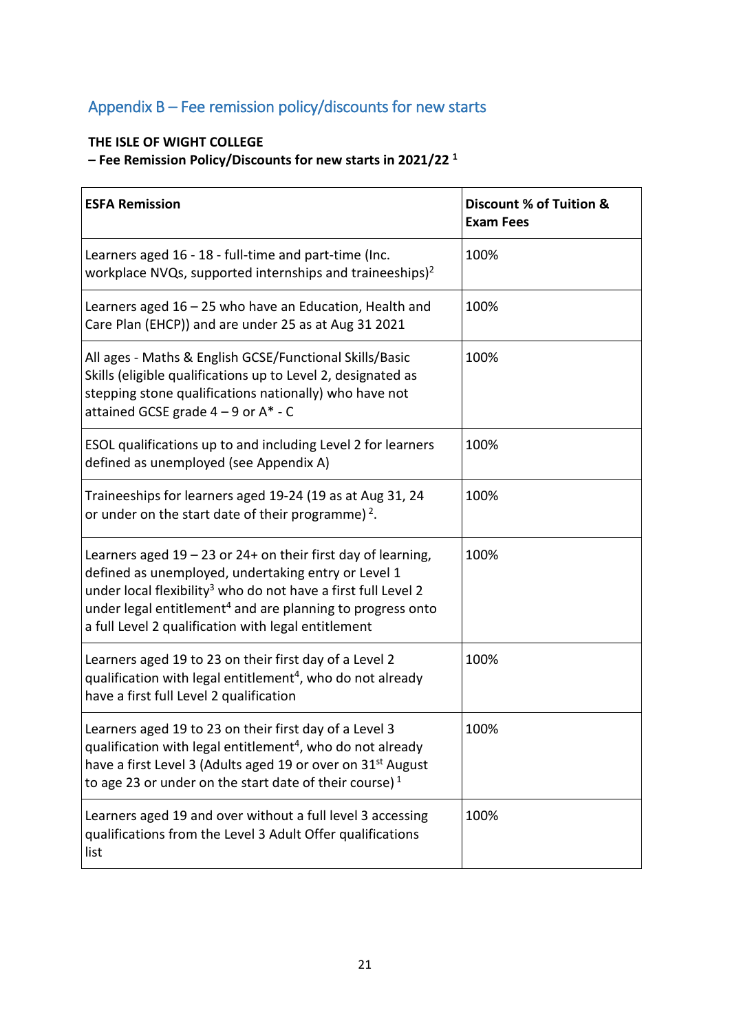## Appendix B – Fee remission policy/discounts for new starts

**THE ISLE OF WIGHT COLLEGE**
**– Fee Remission Policy/Discounts for new starts in 2021/22 [1]**

| ESFA Remission | Discount % of Tuition & Exam Fees |
|---|---|
| Learners aged 16 - 18 - full-time and part-time (Inc. workplace NVQs, supported internships and traineeships)[2] | 100% |
| Learners aged 16 – 25 who have an Education, Health and Care Plan (EHCP)) and are under 25 as at Aug 31 2021 | 100% |
| All ages - Maths & English GCSE/Functional Skills/Basic Skills (eligible qualifications up to Level 2, designated as stepping stone qualifications nationally) who have not attained GCSE grade 4 – 9 or A* - C | 100% |
| ESOL qualifications up to and including Level 2 for learners defined as unemployed (see Appendix A) | 100% |
| Traineeships for learners aged 19-24 (19 as at Aug 31, 24 or under on the start date of their programme) [2]. | 100% |
| Learners aged 19 – 23 or 24+ on their first day of learning, defined as unemployed, undertaking entry or Level 1 under local flexibility[3] who do not have a first full Level 2 under legal entitlement[4] and are planning to progress onto a full Level 2 qualification with legal entitlement | 100% |
| Learners aged 19 to 23 on their first day of a Level 2 qualification with legal entitlement[4], who do not already have a first full Level 2 qualification | 100% |
| Learners aged 19 to 23 on their first day of a Level 3 qualification with legal entitlement[4], who do not already have a first Level 3 (Adults aged 19 or over on 31st August to age 23 or under on the start date of their course) [1] | 100% |
| Learners aged 19 and over without a full level 3 accessing qualifications from the Level 3 Adult Offer qualifications list | 100% |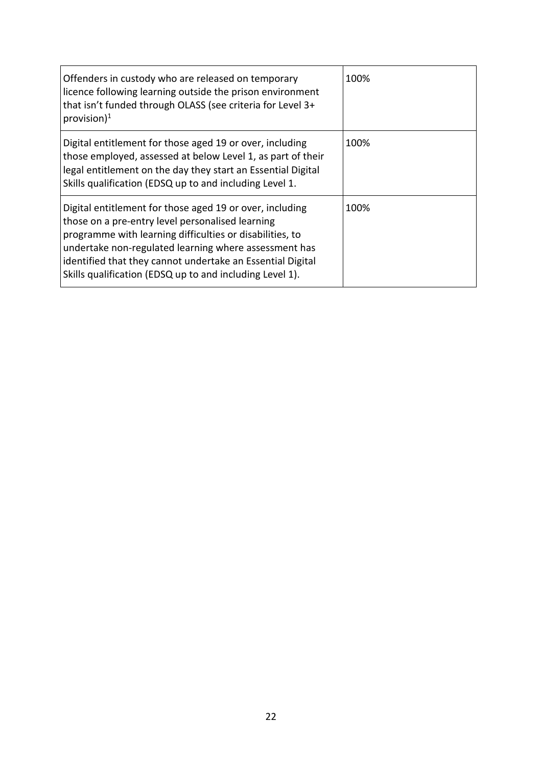| | |
|---|---|
| Offenders in custody who are released on temporary licence following learning outside the prison environment that isn't funded through OLASS (see criteria for Level 3+ provision)[1] | 100% |
| Digital entitlement for those aged 19 or over, including those employed, assessed at below Level 1, as part of their legal entitlement on the day they start an Essential Digital Skills qualification (EDSQ up to and including Level 1. | 100% |
| Digital entitlement for those aged 19 or over, including those on a pre-entry level personalised learning programme with learning difficulties or disabilities, to undertake non-regulated learning where assessment has identified that they cannot undertake an Essential Digital Skills qualification (EDSQ up to and including Level 1). | 100% |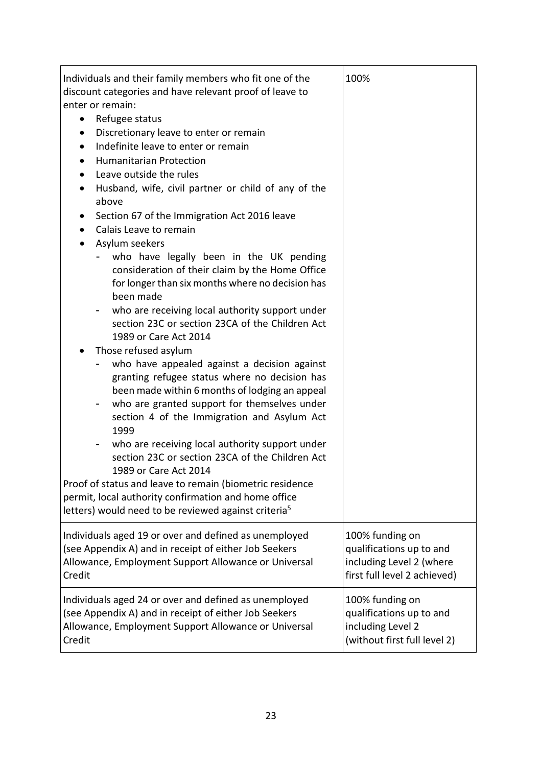| | |
|---|---|
| Individuals and their family members who fit one of the discount categories and have relevant proof of leave to enter or remain:<br>• Refugee status<br>• Discretionary leave to enter or remain<br>• Indefinite leave to enter or remain<br>• Humanitarian Protection<br>• Leave outside the rules<br>• Husband, wife, civil partner or child of any of the above<br>• Section 67 of the Immigration Act 2016 leave<br>• Calais Leave to remain<br>• Asylum seekers<br>  - who have legally been in the UK pending consideration of their claim by the Home Office for longer than six months where no decision has been made<br>  - who are receiving local authority support under section 23C or section 23CA of the Children Act 1989 or Care Act 2014<br>• Those refused asylum<br>  - who have appealed against a decision against granting refugee status where no decision has been made within 6 months of lodging an appeal<br>  - who are granted support for themselves under section 4 of the Immigration and Asylum Act 1999<br>  - who are receiving local authority support under section 23C or section 23CA of the Children Act 1989 or Care Act 2014<br>Proof of status and leave to remain (biometric residence permit, local authority confirmation and home office letters) would need to be reviewed against criteria[5] | 100% |
| Individuals aged 19 or over and defined as unemployed (see Appendix A) and in receipt of either Job Seekers Allowance, Employment Support Allowance or Universal Credit | 100% funding on qualifications up to and including Level 2 (where first full level 2 achieved) |
| Individuals aged 24 or over and defined as unemployed (see Appendix A) and in receipt of either Job Seekers Allowance, Employment Support Allowance or Universal Credit | 100% funding on qualifications up to and including Level 2 (without first full level 2) |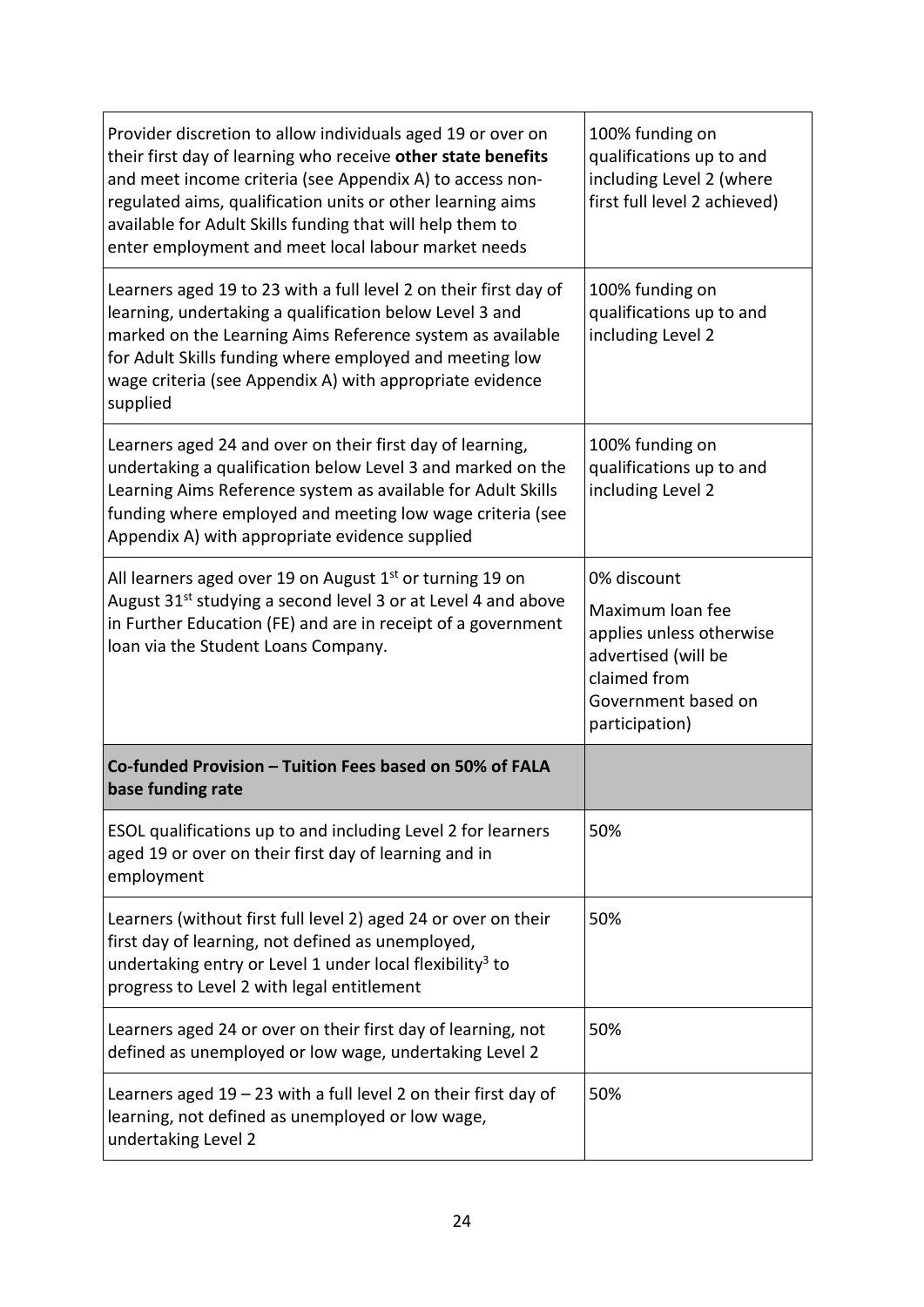| | |
|---|---|
| Provider discretion to allow individuals aged 19 or over on their first day of learning who receive **other state benefits** and meet income criteria (see Appendix A) to access non-regulated aims, qualification units or other learning aims available for Adult Skills funding that will help them to enter employment and meet local labour market needs | 100% funding on qualifications up to and including Level 2 (where first full level 2 achieved) |
| Learners aged 19 to 23 with a full level 2 on their first day of learning, undertaking a qualification below Level 3 and marked on the Learning Aims Reference system as available for Adult Skills funding where employed and meeting low wage criteria (see Appendix A) with appropriate evidence supplied | 100% funding on qualifications up to and including Level 2 |
| Learners aged 24 and over on their first day of learning, undertaking a qualification below Level 3 and marked on the Learning Aims Reference system as available for Adult Skills funding where employed and meeting low wage criteria (see Appendix A) with appropriate evidence supplied | 100% funding on qualifications up to and including Level 2 |
| All learners aged over 19 on August 1st or turning 19 on August 31st studying a second level 3 or at Level 4 and above in Further Education (FE) and are in receipt of a government loan via the Student Loans Company. | 0% discount<br><br>Maximum loan fee applies unless otherwise advertised (will be claimed from Government based on participation) |
| **Co-funded Provision – Tuition Fees based on 50% of FALA base funding rate** | |
| ESOL qualifications up to and including Level 2 for learners aged 19 or over on their first day of learning and in employment | 50% |
| Learners (without first full level 2) aged 24 or over on their first day of learning, not defined as unemployed, undertaking entry or Level 1 under local flexibility[3] to progress to Level 2 with legal entitlement | 50% |
| Learners aged 24 or over on their first day of learning, not defined as unemployed or low wage, undertaking Level 2 | 50% |
| Learners aged 19 – 23 with a full level 2 on their first day of learning, not defined as unemployed or low wage, undertaking Level 2 | 50% |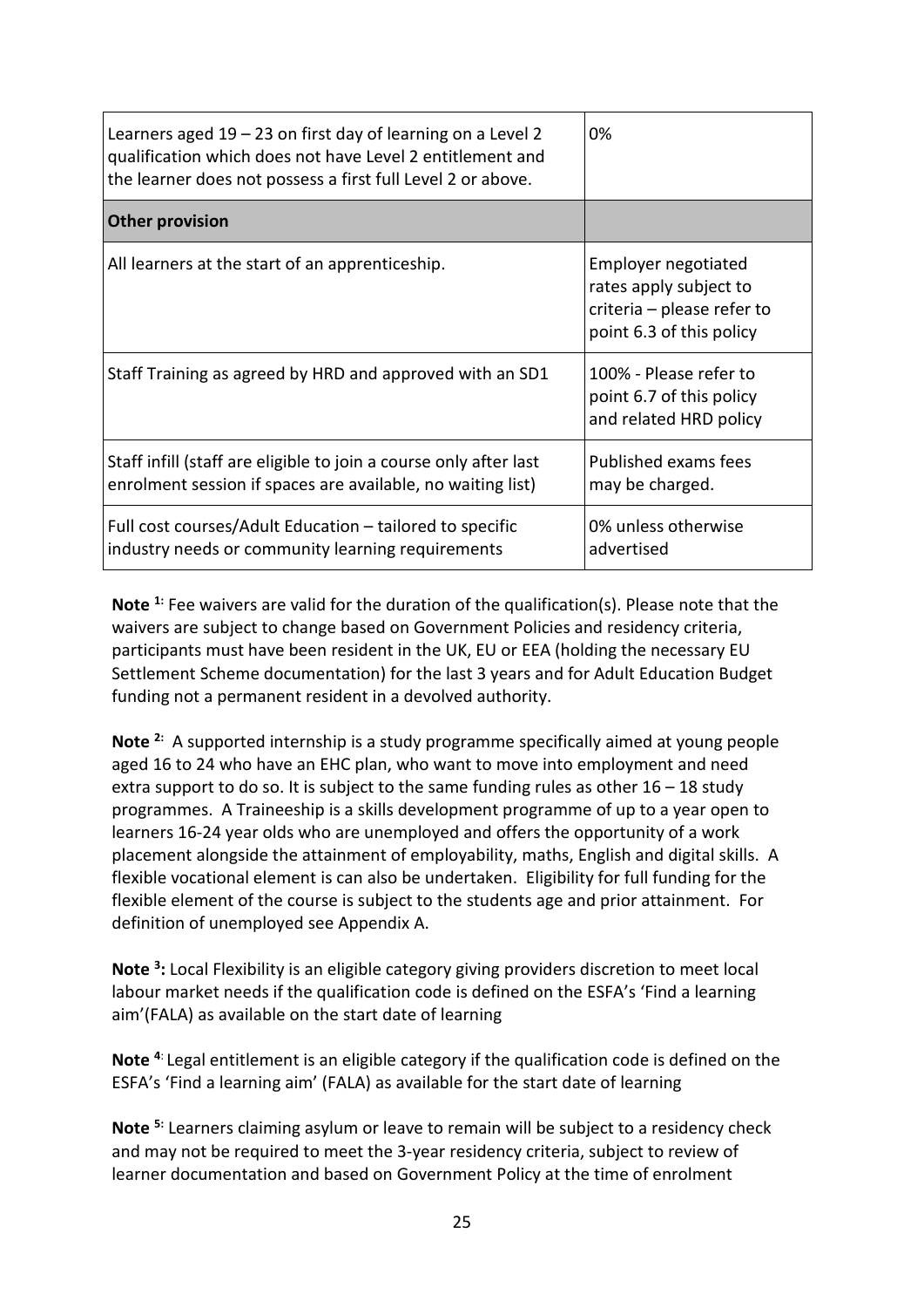| | |
|---|---|
| Learners aged 19 – 23 on first day of learning on a Level 2 qualification which does not have Level 2 entitlement and the learner does not possess a first full Level 2 or above. | 0% |
| **Other provision** | |
| All learners at the start of an apprenticeship. | Employer negotiated rates apply subject to criteria – please refer to point 6.3 of this policy |
| Staff Training as agreed by HRD and approved with an SD1 | 100% - Please refer to point 6.7 of this policy and related HRD policy |
| Staff infill (staff are eligible to join a course only after last enrolment session if spaces are available, no waiting list) | Published exams fees may be charged. |
| Full cost courses/Adult Education – tailored to specific industry needs or community learning requirements | 0% unless otherwise advertised |

**Note [1]:** Fee waivers are valid for the duration of the qualification(s). Please note that the waivers are subject to change based on Government Policies and residency criteria, participants must have been resident in the UK, EU or EEA (holding the necessary EU Settlement Scheme documentation) for the last 3 years and for Adult Education Budget funding not a permanent resident in a devolved authority.

**Note [2]:** A supported internship is a study programme specifically aimed at young people aged 16 to 24 who have an EHC plan, who want to move into employment and need extra support to do so. It is subject to the same funding rules as other 16 – 18 study programmes. A Traineeship is a skills development programme of up to a year open to learners 16-24 year olds who are unemployed and offers the opportunity of a work placement alongside the attainment of employability, maths, English and digital skills. A flexible vocational element is can also be undertaken. Eligibility for full funding for the flexible element of the course is subject to the students age and prior attainment. For definition of unemployed see Appendix A.

**Note [3]:** Local Flexibility is an eligible category giving providers discretion to meet local labour market needs if the qualification code is defined on the ESFA's 'Find a learning aim'(FALA) as available on the start date of learning

**Note [4]:** Legal entitlement is an eligible category if the qualification code is defined on the ESFA's 'Find a learning aim' (FALA) as available for the start date of learning

**Note [5]:** Learners claiming asylum or leave to remain will be subject to a residency check and may not be required to meet the 3-year residency criteria, subject to review of learner documentation and based on Government Policy at the time of enrolment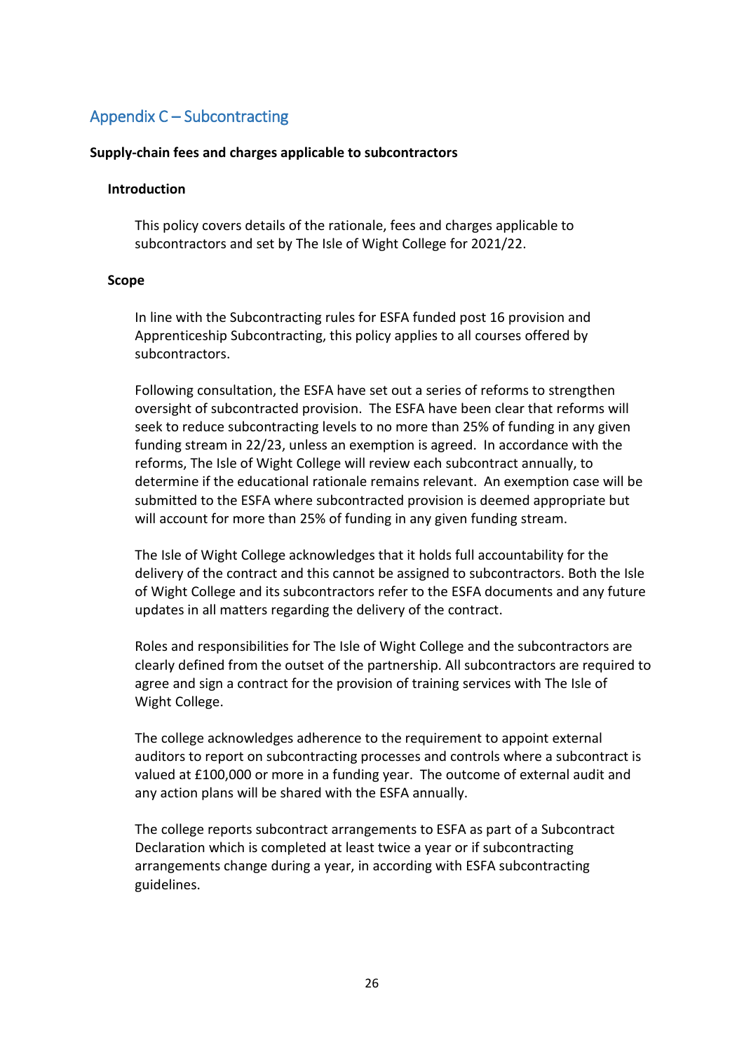## Appendix C – Subcontracting

### Supply-chain fees and charges applicable to subcontractors

#### Introduction

This policy covers details of the rationale, fees and charges applicable to subcontractors and set by The Isle of Wight College for 2021/22.

#### Scope

In line with the Subcontracting rules for ESFA funded post 16 provision and Apprenticeship Subcontracting, this policy applies to all courses offered by subcontractors.

Following consultation, the ESFA have set out a series of reforms to strengthen oversight of subcontracted provision. The ESFA have been clear that reforms will seek to reduce subcontracting levels to no more than 25% of funding in any given funding stream in 22/23, unless an exemption is agreed. In accordance with the reforms, The Isle of Wight College will review each subcontract annually, to determine if the educational rationale remains relevant. An exemption case will be submitted to the ESFA where subcontracted provision is deemed appropriate but will account for more than 25% of funding in any given funding stream.

The Isle of Wight College acknowledges that it holds full accountability for the delivery of the contract and this cannot be assigned to subcontractors. Both the Isle of Wight College and its subcontractors refer to the ESFA documents and any future updates in all matters regarding the delivery of the contract.

Roles and responsibilities for The Isle of Wight College and the subcontractors are clearly defined from the outset of the partnership. All subcontractors are required to agree and sign a contract for the provision of training services with The Isle of Wight College.

The college acknowledges adherence to the requirement to appoint external auditors to report on subcontracting processes and controls where a subcontract is valued at £100,000 or more in a funding year. The outcome of external audit and any action plans will be shared with the ESFA annually.

The college reports subcontract arrangements to ESFA as part of a Subcontract Declaration which is completed at least twice a year or if subcontracting arrangements change during a year, in according with ESFA subcontracting guidelines.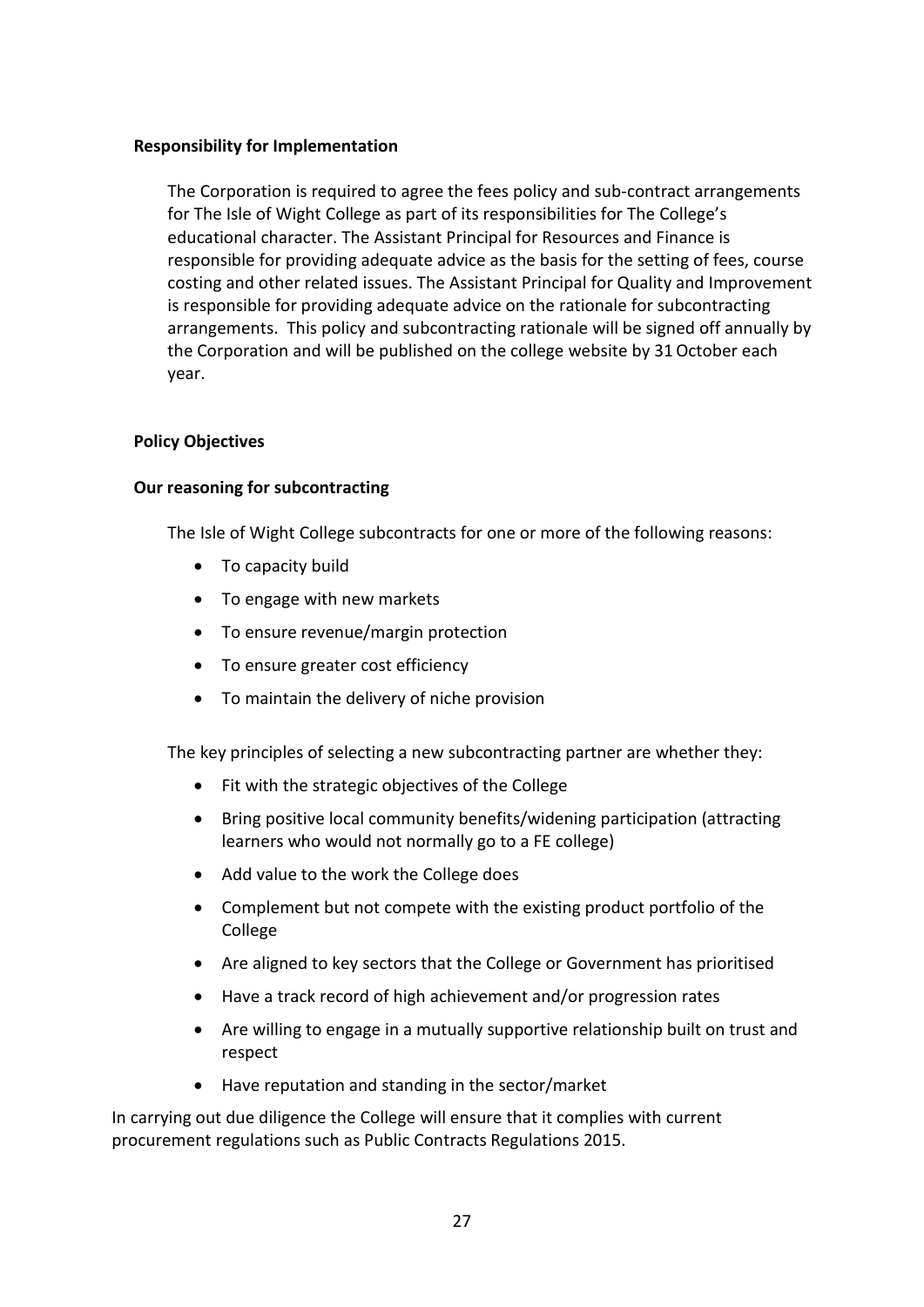**Responsibility for Implementation**

The Corporation is required to agree the fees policy and sub-contract arrangements for The Isle of Wight College as part of its responsibilities for The College's educational character. The Assistant Principal for Resources and Finance is responsible for providing adequate advice as the basis for the setting of fees, course costing and other related issues. The Assistant Principal for Quality and Improvement is responsible for providing adequate advice on the rationale for subcontracting arrangements. This policy and subcontracting rationale will be signed off annually by the Corporation and will be published on the college website by 31 October each year.

**Policy Objectives**

**Our reasoning for subcontracting**

The Isle of Wight College subcontracts for one or more of the following reasons:

- To capacity build
- To engage with new markets
- To ensure revenue/margin protection
- To ensure greater cost efficiency
- To maintain the delivery of niche provision

The key principles of selecting a new subcontracting partner are whether they:

- Fit with the strategic objectives of the College
- Bring positive local community benefits/widening participation (attracting learners who would not normally go to a FE college)
- Add value to the work the College does
- Complement but not compete with the existing product portfolio of the College
- Are aligned to key sectors that the College or Government has prioritised
- Have a track record of high achievement and/or progression rates
- Are willing to engage in a mutually supportive relationship built on trust and respect
- Have reputation and standing in the sector/market

In carrying out due diligence the College will ensure that it complies with current procurement regulations such as Public Contracts Regulations 2015.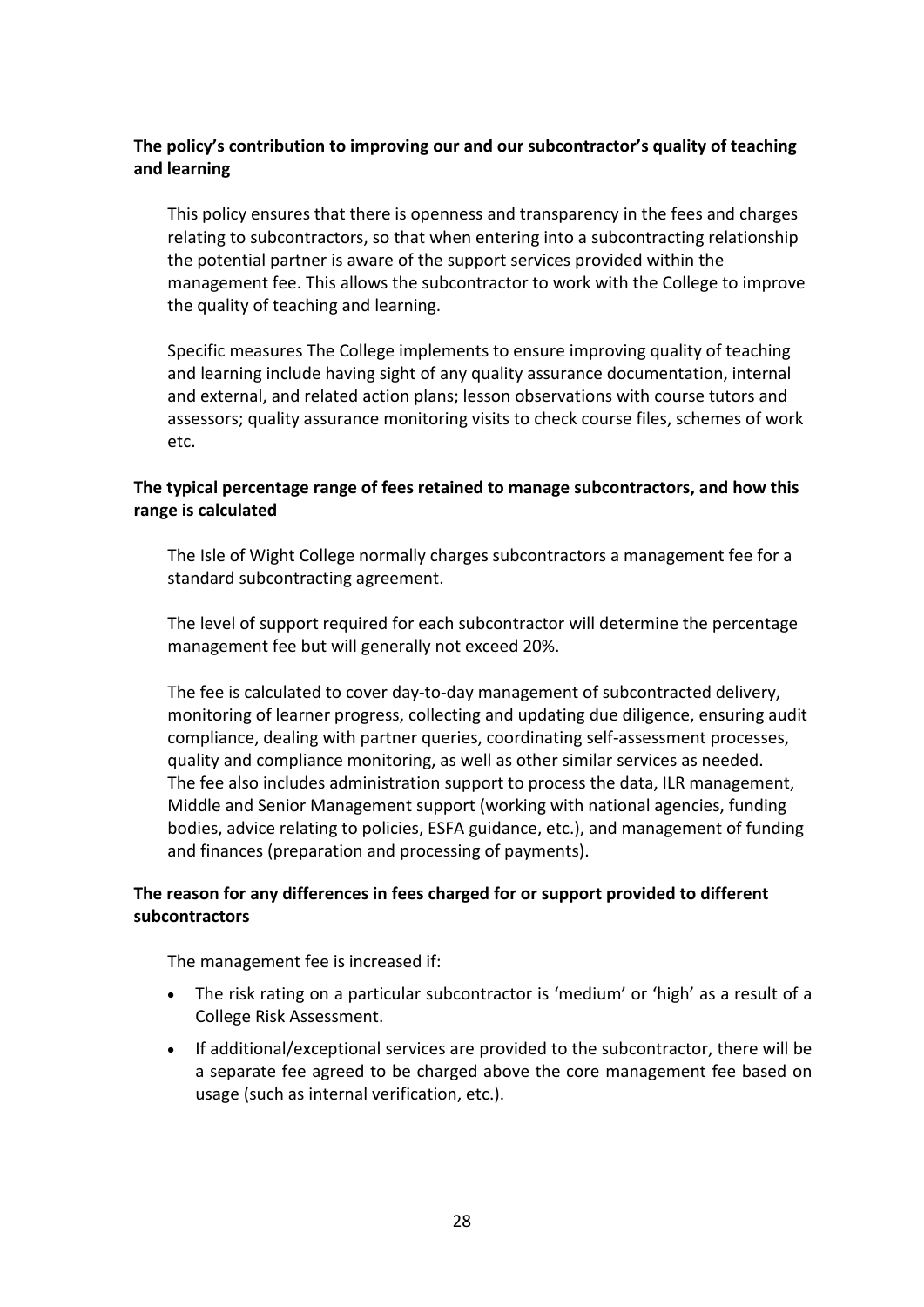**The policy's contribution to improving our and our subcontractor's quality of teaching and learning**

This policy ensures that there is openness and transparency in the fees and charges relating to subcontractors, so that when entering into a subcontracting relationship the potential partner is aware of the support services provided within the management fee. This allows the subcontractor to work with the College to improve the quality of teaching and learning.

Specific measures The College implements to ensure improving quality of teaching and learning include having sight of any quality assurance documentation, internal and external, and related action plans; lesson observations with course tutors and assessors; quality assurance monitoring visits to check course files, schemes of work etc.

**The typical percentage range of fees retained to manage subcontractors, and how this range is calculated**

The Isle of Wight College normally charges subcontractors a management fee for a standard subcontracting agreement.

The level of support required for each subcontractor will determine the percentage management fee but will generally not exceed 20%.

The fee is calculated to cover day-to-day management of subcontracted delivery, monitoring of learner progress, collecting and updating due diligence, ensuring audit compliance, dealing with partner queries, coordinating self-assessment processes, quality and compliance monitoring, as well as other similar services as needed. The fee also includes administration support to process the data, ILR management, Middle and Senior Management support (working with national agencies, funding bodies, advice relating to policies, ESFA guidance, etc.), and management of funding and finances (preparation and processing of payments).

**The reason for any differences in fees charged for or support provided to different subcontractors**

The management fee is increased if:

- The risk rating on a particular subcontractor is 'medium' or 'high' as a result of a College Risk Assessment.
- If additional/exceptional services are provided to the subcontractor, there will be a separate fee agreed to be charged above the core management fee based on usage (such as internal verification, etc.).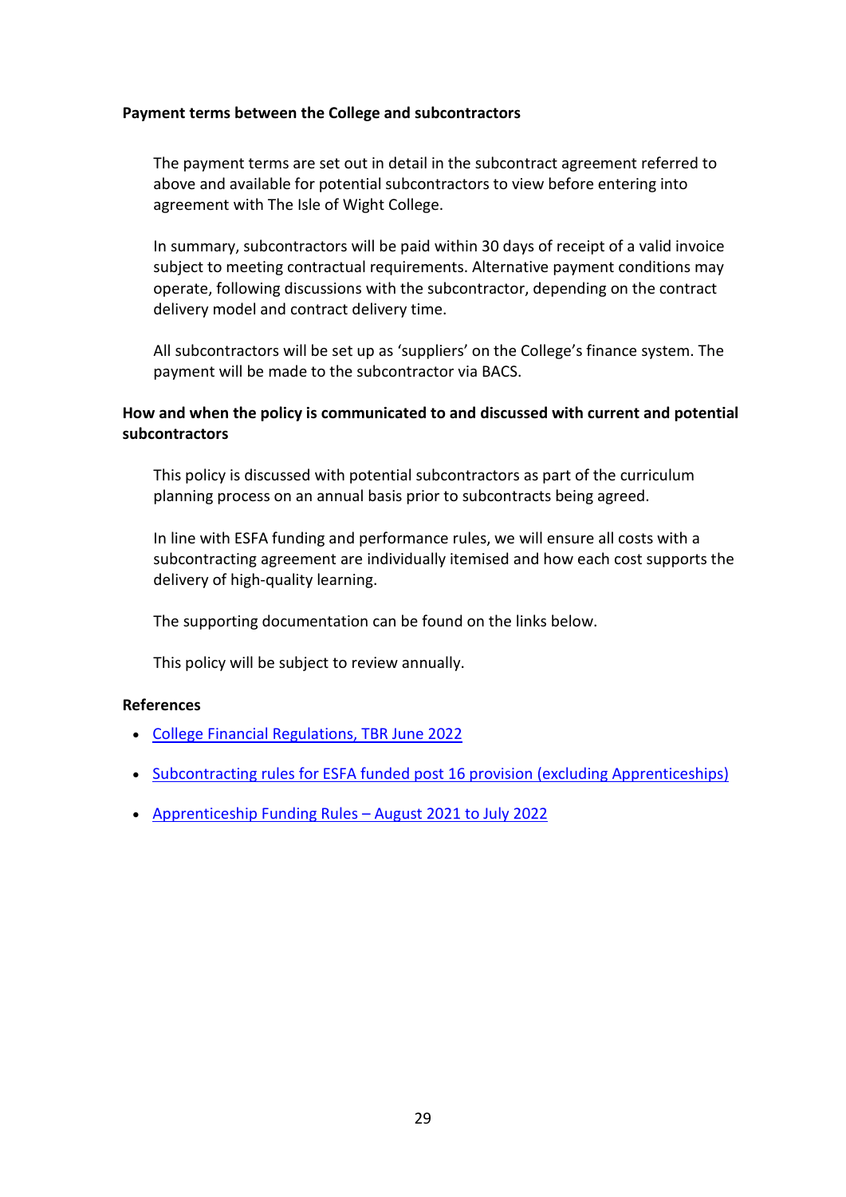**Payment terms between the College and subcontractors**

The payment terms are set out in detail in the subcontract agreement referred to above and available for potential subcontractors to view before entering into agreement with The Isle of Wight College.

In summary, subcontractors will be paid within 30 days of receipt of a valid invoice subject to meeting contractual requirements. Alternative payment conditions may operate, following discussions with the subcontractor, depending on the contract delivery model and contract delivery time.

All subcontractors will be set up as 'suppliers' on the College's finance system. The payment will be made to the subcontractor via BACS.

**How and when the policy is communicated to and discussed with current and potential subcontractors**

This policy is discussed with potential subcontractors as part of the curriculum planning process on an annual basis prior to subcontracts being agreed.

In line with ESFA funding and performance rules, we will ensure all costs with a subcontracting agreement are individually itemised and how each cost supports the delivery of high-quality learning.

The supporting documentation can be found on the links below.

This policy will be subject to review annually.

**References**

- College Financial Regulations, TBR June 2022
- Subcontracting rules for ESFA funded post 16 provision (excluding Apprenticeships)
- Apprenticeship Funding Rules – August 2021 to July 2022